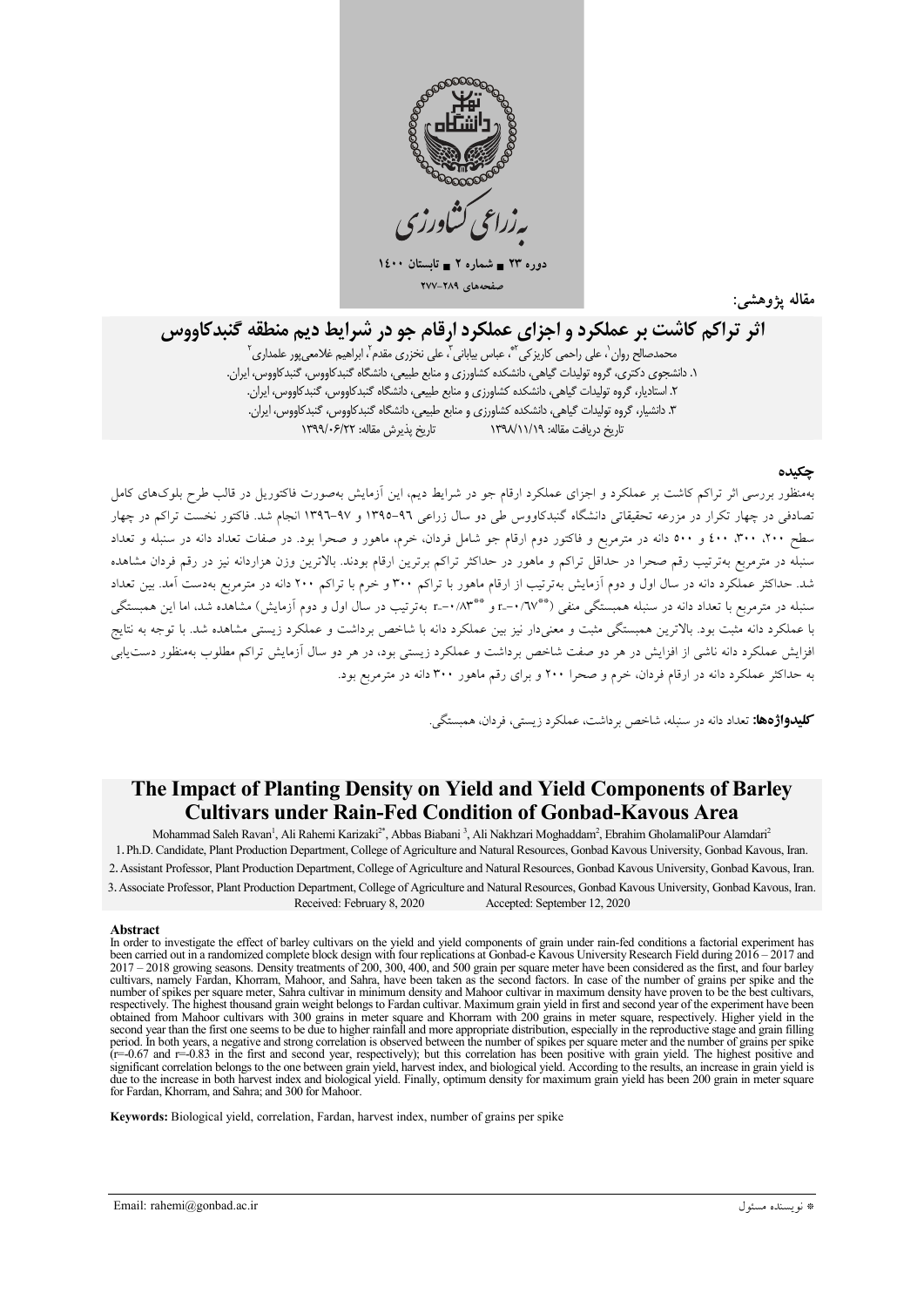مقاله پژوهشی:

# اثر تراکم کاشت بر عملکرد و اجزای عملکرد ارقام جو در شرایط دیم منطقه گنبدکاووس

محمدصالح روان[1]، علی راحمی کاریزکی[2*]، عباس بیابانی[3]، علی نخزری مقدم[2]، ابراهیم غلامعلی‌پور علمداری[2]

۱. دانشجوی دکتری، گروه تولیدات گیاهی، دانشکده کشاورزی و منابع طبیعی، دانشگاه گنبدکاووس، گنبدکاووس، ایران.

۲. استادیار، گروه تولیدات گیاهی، دانشکده کشاورزی و منابع طبیعی، دانشگاه گنبدکاووس، گنبدکاووس، ایران.

۳. دانشیار، گروه تولیدات گیاهی، دانشکده کشاورزی و منابع طبیعی، دانشگاه گنبدکاووس، گنبدکاووس، ایران.

تاریخ دریافت مقاله: ۱۳۹۸/۱۱/۱۹ تاریخ پذیرش مقاله: ۱۳۹۹/۰۶/۲۲

## چکیده

به‌منظور بررسی اثر تراکم کاشت بر عملکرد و اجزای عملکرد ارقام جو در شرایط دیم، این آزمایش به‌صورت فاکتوریل در قالب طرح بلوک‌های کامل تصادفی در چهار تکرار در مزرعه تحقیقاتی دانشگاه گنبدکاووس طی دو سال زراعی ۹۶-۱۳۹۵ و ۹۷-۱۳۹۶ انجام شد. فاکتور نخست تراکم در چهار سطح ۲۰۰، ۳۰۰، ۴۰۰ و ۵۰۰ دانه در مترمربع و فاکتور دوم ارقام جو شامل فردان، خرم، ماهور و صحرا بود. در صفات تعداد دانه در سنبله و تعداد سنبله در مترمربع به‌ترتیب رقم صحرا در حداقل تراکم و ماهور در حداکثر تراکم برترین ارقام بودند. بالاترین وزن هزاردانه نیز در رقم فردان مشاهده شد. حداکثر عملکرد دانه در سال اول و دوم آزمایش به‌ترتیب از ارقام ماهور با تراکم ۳۰۰ و خرم با تراکم ۲۰۰ دانه در مترمربع به‌دست آمد. بین تعداد سنبله در مترمربع با تعداد دانه در سنبله همبستگی منفی (**r=-۰/۶۷ و **r=-۰/۸۳ به‌ترتیب در سال اول و دوم آزمایش) مشاهده شد، اما این همبستگی با عملکرد دانه مثبت بود. بالاترین همبستگی مثبت و معنی‌دار نیز بین عملکرد دانه با شاخص برداشت و عملکرد زیستی مشاهده شد. با توجه به نتایج افزایش عملکرد دانه ناشی از افزایش در هر دو صفت شاخص برداشت و عملکرد زیستی بود، در هر دو سال آزمایش تراکم مطلوب به‌منظور دستیابی به حداکثر عملکرد دانه در ارقام فردان، خرم و صحرا ۲۰۰ و برای رقم ماهور ۳۰۰ دانه در مترمربع بود.

**کلیدواژه‌ها:** تعداد دانه در سنبله، شاخص برداشت، عملکرد زیستی، فردان، همبستگی.

# The Impact of Planting Density on Yield and Yield Components of Barley Cultivars under Rain-Fed Condition of Gonbad-Kavous Area

Mohammad Saleh Ravan[1], Ali Rahemi Karizaki[2*], Abbas Biabani[3], Ali Nakhzari Moghaddam[2], Ebrahim GholamaliPour Alamdari[2]

1. Ph.D. Candidate, Plant Production Department, College of Agriculture and Natural Resources, Gonbad Kavous University, Gonbad Kavous, Iran.

2. Assistant Professor, Plant Production Department, College of Agriculture and Natural Resources, Gonbad Kavous University, Gonbad Kavous, Iran.

3. Associate Professor, Plant Production Department, College of Agriculture and Natural Resources, Gonbad Kavous University, Gonbad Kavous, Iran.

Received: February 8, 2020 Accepted: September 12, 2020

## Abstract

In order to investigate the effect of barley cultivars on the yield and yield components of grain under rain-fed conditions a factorial experiment has been carried out in a randomized complete block design with four replications at Gonbad-e Kavous University Research Field during 2016 – 2017 and 2017 – 2018 growing seasons. Density treatments of 200, 300, 400, and 500 grain per square meter have been considered as the first, and four barley cultivars, namely Fardan, Khorram, Mahoor, and Sahra, have been taken as the second factors. In case of the number of grains per spike and the number of spikes per square meter, Sahra cultivar in minimum density and Mahoor cultivar in maximum density have proven to be the best cultivars, respectively. The highest thousand grain weight belongs to Fardan cultivar. Maximum grain yield in first and second year of the experiment have been obtained from Mahoor cultivars with 300 grains in meter square and Khorram with 200 grains in meter square, respectively. Higher yield in the second year than the first one seems to be due to higher rainfall and more appropriate distribution, especially in the reproductive stage and grain filling period. In both years, a negative and strong correlation is observed between the number of spikes per square meter and the number of grains per spike ($r$=-0.67 and $r$=-0.83 in the first and second year, respectively); but this correlation has been positive with grain yield. The highest positive and significant correlation belongs to the one between grain yield, harvest index, and biological yield. According to the results, an increase in grain yield is due to the increase in both harvest index and biological yield. Finally, optimum density for maximum grain yield has been 200 grain in meter square for Fardan, Khorram, and Sahra; and 300 for Mahoor.

**Keywords:** Biological yield, correlation, Fardan, harvest index, number of grains per spike

Email: rahemi@gonbad.ac.ir

* نویسنده مسئول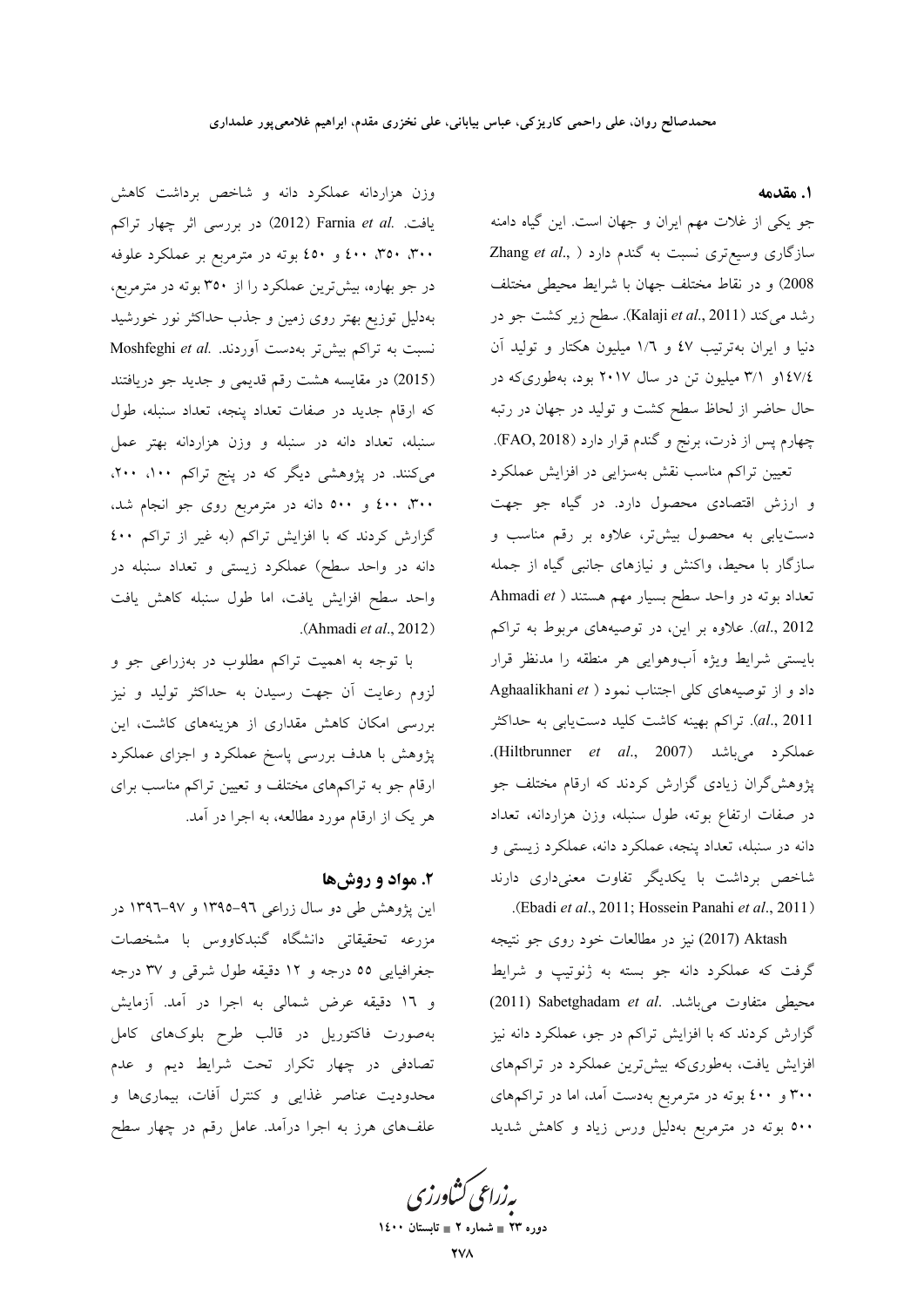## ۱. مقدمه

جو یکی از غلات مهم ایران و جهان است. این گیاه دامنه سازگاری وسیع‌تری نسبت به گندم دارد (Zhang *et al*., 2008) و در نقاط مختلف جهان با شرایط محیطی مختلف رشد می‌کند (Kalaji *et al*., 2011). سطح زیر کشت جو در دنیا و ایران به‌ترتیب ۴۷ و ۱/۶ میلیون هکتار و تولید آن ۱۴۷/۴و ۳/۱ میلیون تن در سال ۲۰۱۷ بود، به‌طوری‌که در حال حاضر از لحاظ سطح کشت و تولید در جهان در رتبه چهارم پس از ذرت، برنج و گندم قرار دارد (FAO, 2018).

تعیین تراکم مناسب نقش به‌سزایی در افزایش عملکرد و ارزش اقتصادی محصول دارد. در گیاه جو جهت دست‌یابی به محصول بیش‌تر، علاوه بر رقم مناسب و سازگار با محیط، واکنش و نیازهای جانبی گیاه از جمله تعداد بوته در واحد سطح بسیار مهم هستند (Ahmadi *et al*., 2012). علاوه بر این، در توصیه‌های مربوط به تراکم بایستی شرایط ویژه آب‌وهوایی هر منطقه را مدنظر قرار داد و از توصیه‌های کلی اجتناب نمود (Aghaalikhani *et al*., 2011). تراکم بهینه کاشت کلید دست‌یابی به حداکثر عملکرد می‌باشد (Hiltbrunner *et al*., 2007). پژوهش‌گران زیادی گزارش کردند که ارقام مختلف جو در صفات ارتفاع بوته، طول سنبله، وزن هزاردانه، تعداد دانه در سنبله، تعداد پنجه، عملکرد دانه، عملکرد زیستی و شاخص برداشت با یکدیگر تفاوت معنی‌داری دارند (Ebadi *et al*., 2011; Hossein Panahi *et al*., 2011).

Aktash (2017) نیز در مطالعات خود روی جو نتیجه گرفت که عملکرد دانه جو بسته به ژنوتیپ و شرایط محیطی متفاوت می‌باشد. Sabetghadam *et al*. (2011) گزارش کردند که با افزایش تراکم در جو، عملکرد دانه نیز افزایش یافت، به‌طوری‌که بیش‌ترین عملکرد در تراکم‌های ۳۰۰ و ۴۰۰ بوته در مترمربع به‌دست آمد، اما در تراکم‌های ۵۰۰ بوته در مترمربع به‌دلیل ورس زیاد و کاهش شدید وزن هزاردانه عملکرد دانه و شاخص برداشت کاهش یافت. Farnia *et al*. (2012) در بررسی اثر چهار تراکم ۳۰۰، ۳۵۰، ۴۰۰ و ۴۵۰ بوته در مترمربع بر عملکرد علوفه در جو بهاره، بیش‌ترین عملکرد را از ۳۵۰ بوته در مترمربع، به‌دلیل توزیع بهتر روی زمین و جذب حداکثر نور خورشید نسبت به تراکم بیش‌تر به‌دست آوردند. Moshfeghi *et al*. (2015) در مقایسه هشت رقم قدیمی و جدید جو دریافتند که ارقام جدید در صفات تعداد پنجه، تعداد سنبله، طول سنبله، تعداد دانه در سنبله و وزن هزاردانه بهتر عمل می‌کنند. در پژوهشی دیگر که در پنج تراکم ۱۰۰، ۲۰۰، ۳۰۰، ۴۰۰ و ۵۰۰ دانه در مترمربع روی جو انجام شد، گزارش کردند که با افزایش تراکم (به غیر از تراکم ۴۰۰ دانه در واحد سطح) عملکرد زیستی و تعداد سنبله در واحد سطح افزایش یافت، اما طول سنبله کاهش یافت (Ahmadi *et al*., 2012).

با توجه به اهمیت تراکم مطلوب در به‌زراعی جو و لزوم رعایت آن جهت رسیدن به حداکثر تولید و نیز بررسی امکان کاهش مقداری از هزینه‌های کاشت، این پژوهش با هدف بررسی پاسخ عملکرد و اجزای عملکرد ارقام جو به تراکم‌های مختلف و تعیین تراکم مناسب برای هر یک از ارقام مورد مطالعه، به اجرا در آمد.

## ۲. مواد و روش‌ها

این پژوهش طی دو سال زراعی ۹۶-۱۳۹۵ و ۹۷-۱۳۹۶ در مزرعه تحقیقاتی دانشگاه گنبدکاووس با مشخصات جغرافیایی ۵۵ درجه و ۱۲ دقیقه طول شرقی و ۳۷ درجه و ۱۶ دقیقه عرض شمالی به اجرا در آمد. آزمایش به‌صورت فاکتوریل در قالب طرح بلوک‌های کامل تصادفی در چهار تکرار تحت شرایط دیم و عدم محدودیت عناصر غذایی و کنترل آفات، بیماری‌ها و علف‌های هرز به اجرا درآمد. عامل رقم در چهار سطح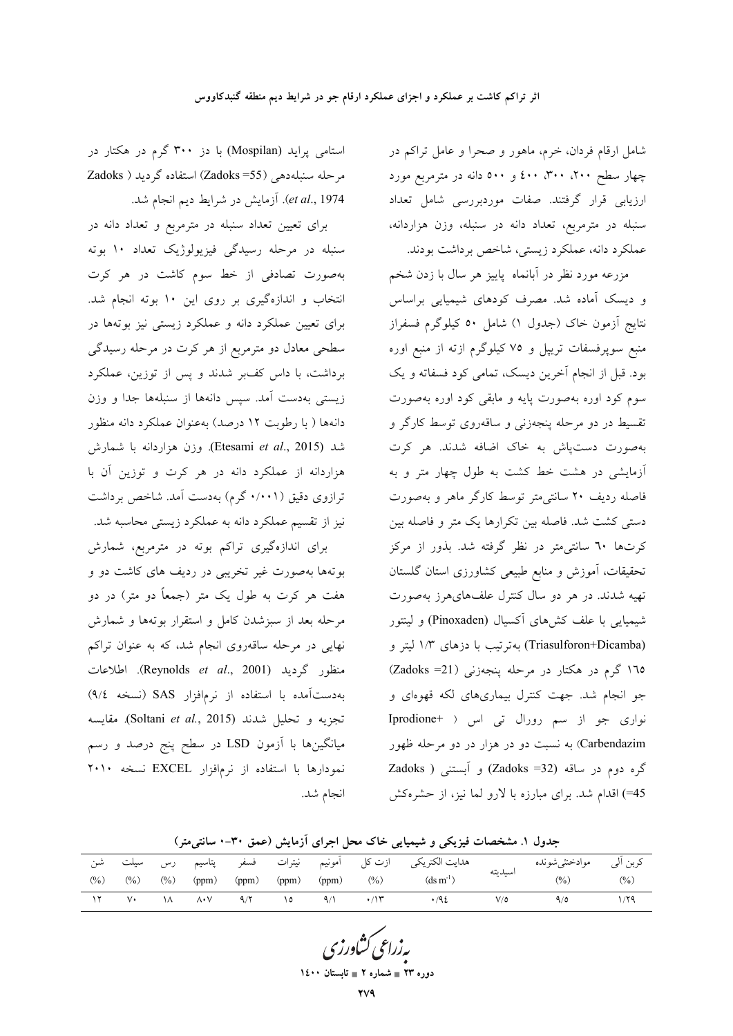شامل ارقام فردان، خرم، ماهور و صحرا و عامل تراکم در چهار سطح ۲۰۰، ۳۰۰، ۴۰۰ و ۵۰۰ دانه در مترمربع مورد ارزیابی قرار گرفتند. صفات موردبررسی شامل تعداد سنبله در مترمربع، تعداد دانه در سنبله، وزن هزاردانه، عملکرد دانه، عملکرد زیستی، شاخص برداشت بودند.

مزرعه مورد نظر در آبانماه پاییز هر سال با زدن شخم و دیسک آماده شد. مصرف کودهای شیمیایی براساس نتایج آزمون خاک (جدول ۱) شامل ۵۰ کیلوگرم فسفراز منبع سوپرفسفات تریپل و ۷۵ کیلوگرم ازته از منبع اوره بود. قبل از انجام آخرین دیسک، تمامی کود فسفاته و یک سوم کود اوره به‌صورت پایه و مابقی کود اوره به‌صورت تقسیط در دو مرحله پنجه‌زنی و ساقه‌روی توسط کارگر و به‌صورت دست‌پاش به خاک اضافه شدند. هر کرت آزمایشی در هشت خط کشت به طول چهار متر و به فاصله ردیف ۲۰ سانتی‌متر توسط کارگر ماهر و به‌صورت دستی کشت شد. فاصله بین تکرارها یک متر و فاصله بین کرت‌ها ٦۰ سانتی‌متر در نظر گرفته شد. بذور از مرکز تحقیقات، آموزش و منابع طبیعی کشاورزی استان گلستان تهیه شدند. در هر دو سال کنترل علف‌های‌هرز به‌صورت شیمیایی با علف کش‌های آکسیال (Pinoxaden) و لینتور (Triasulforon+Dicamba) به‌ترتیب با دزهای ۱/۳ لیتر و ۱٦۵ گرم در هکتار در مرحله پنجه‌زنی (Zadoks =21) جو انجام شد. جهت کنترل بیماری‌های لکه قهوه‌ای و نواری جو از سم رورال تی اس ( Iprodione+ Carbendazim) به نسبت دو در هزار در دو مرحله ظهور گره دوم در ساقه (Zadoks =32) و آبستنی ( Zadoks 45=) اقدام شد. برای مبارزه با لارو لما نیز، از حشره‌کش استامی پراید (Mospilan) با دز ۳۰۰ گرم در هکتار در مرحله سنبله‌دهی (Zadoks =55) استفاده گردید ( Zadoks *et al.*, 1974). آزمایش در شرایط دیم انجام شد.

برای تعیین تعداد سنبله در مترمربع و تعداد دانه در سنبله در مرحله رسیدگی فیزیولوژیک تعداد ۱۰ بوته به‌صورت تصادفی از خط سوم کاشت در هر کرت انتخاب و اندازه‌گیری بر روی این ۱۰ بوته انجام شد. برای تعیین عملکرد دانه و عملکرد زیستی نیز بوته‌ها در سطحی معادل دو مترمربع از هر کرت در مرحله رسیدگی برداشت، با داس کف‌بر شدند و پس از توزین، عملکرد زیستی به‌دست آمد. سپس دانه‌ها از سنبله‌ها جدا و وزن دانه‌ها ( با رطوبت ۱۲ درصد) به‌عنوان عملکرد دانه منظور شد (Etesami *et al.*, 2015). وزن هزاردانه با شمارش هزاردانه از عملکرد دانه در هر کرت و توزین آن با ترازوی دقیق (۰/۰۰۱ گرم) به‌دست آمد. شاخص برداشت نیز از تقسیم عملکرد دانه به عملکرد زیستی محاسبه شد.

برای اندازه‌گیری تراکم بوته در مترمربع، شمارش بوته‌ها به‌صورت غیر تخریبی در ردیف های کاشت دو و هفت هر کرت به طول یک متر (جمعاً دو متر) در دو مرحله بعد از سبزشدن کامل و استقرار بوته‌ها و شمارش نهایی در مرحله ساقه‌روی انجام شد، که به عنوان تراکم منظور گردید (Reynolds *et al.*, 2001). اطلاعات به‌دست‌آمده با استفاده از نرم‌افزار SAS (نسخه ۹/٤) تجزیه و تحلیل شدند (Soltani *et al.*, 2015). مقایسه میانگین‌ها با آزمون LSD در سطح پنج درصد و رسم نمودارها با استفاده از نرم‌افزار EXCEL نسخه ۲۰۱۰ انجام شد.

**جدول ۱. مشخصات فیزیکی و شیمیایی خاک محل اجرای آزمایش (عمق ۳۰-۰ سانتی‌متر)**

| کربن آلی (%) | موادخنثی‌شونده (%) | اسیدیته | هدایت الکتریکی ($ds\ m^{-1}$) | ازت کل (%) | آمونیم (ppm) | نیترات (ppm) | فسفر (ppm) | پتاسیم (ppm) | رس (%) | سیلت (%) | شن (%) |
|---|---|---|---|---|---|---|---|---|---|---|---|
| ۱/۲۹ | ۹/۵ | ۷/۵ | ۰/۹٤ | ۰/۱۳ | ۹/۱ | ۱۵ | ۹/۲ | ۸۰۷ | ۱۸ | ۷۰ | ۱۲ |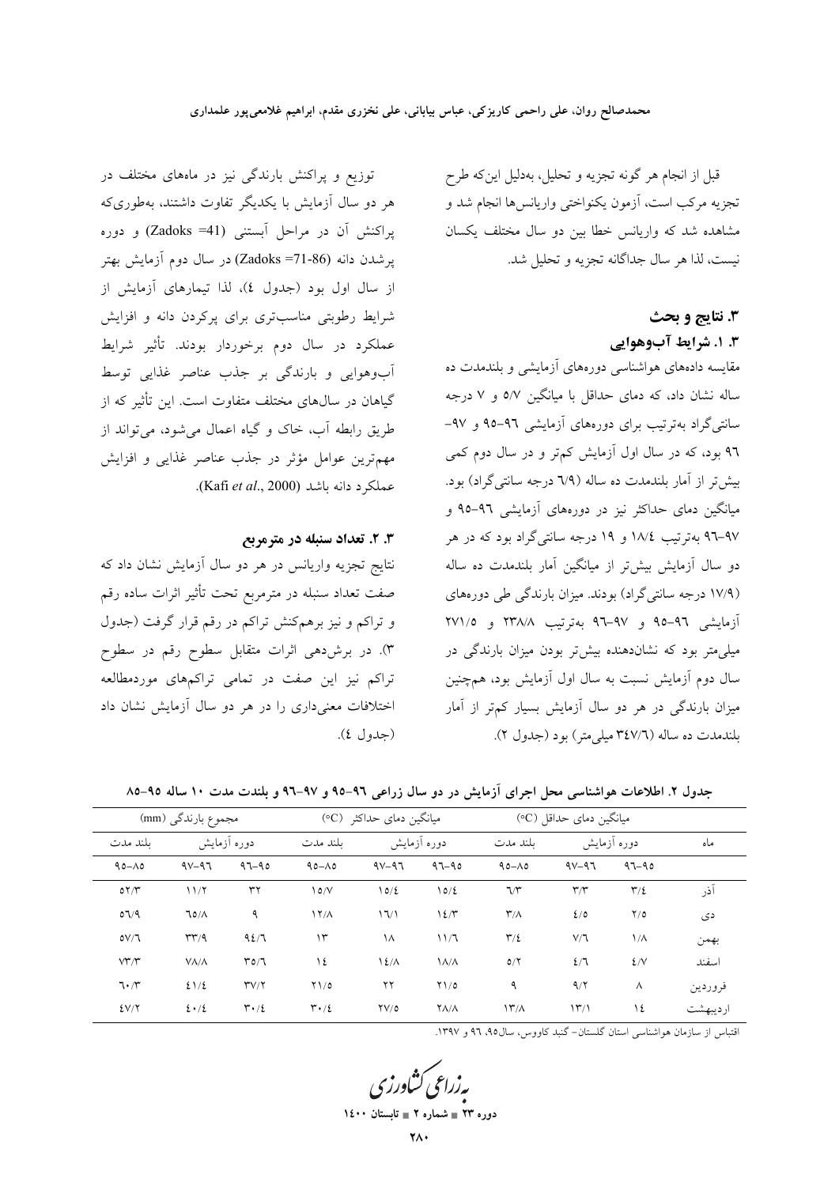قبل از انجام هر گونه تجزیه و تحلیل، به‌دلیل این‌که طرح تجزیه مرکب است، آزمون یکنواختی واریانس‌ها انجام شد و مشاهده شد که واریانس خطا بین دو سال مختلف یکسان نیست، لذا هر سال جداگانه تجزیه و تحلیل شد.

## ۳. نتایج و بحث

### ۳. ۱. شرایط آب‌وهوایی

مقایسه داده‌های هواشناسی دوره‌های آزمایشی و بلندمدت ده ساله نشان داد، که دمای حداقل با میانگین ۵/۷ و ۷ درجه سانتی‌گراد به‌ترتیب برای دوره‌های آزمایشی ۹۶-۹۵ و ۹۷-۹۶ بود، که در سال اول آزمایش کم‌تر و در سال دوم کمی بیش‌تر از آمار بلندمدت ده ساله (۶/۹ درجه سانتی‌گراد) بود. میانگین دمای حداکثر نیز در دوره‌های آزمایشی ۹۶-۹۵ و ۹۷-۹۶ به‌ترتیب ۱۸/۴ و ۱۹ درجه سانتی‌گراد بود که در هر دو سال آزمایش بیش‌تر از میانگین آمار بلندمدت ده ساله (۱۷/۹ درجه سانتی‌گراد) بودند. میزان بارندگی طی دوره‌های آزمایشی ۹۶-۹۵ و ۹۷-۹۶ به‌ترتیب ۲۳۸/۸ و ۲۷۱/۵ میلی‌متر بود که نشان‌دهنده بیش‌تر بودن میزان بارندگی در سال دوم آزمایش نسبت به سال اول آزمایش بود، همچنین میزان بارندگی در هر دو سال آزمایش بسیار کم‌تر از آمار بلندمدت ده ساله (۳۴۷/۶ میلی‌متر) بود (جدول ۲).

توزیع و پراکنش بارندگی نیز در ماه‌های مختلف در هر دو سال آزمایش با یکدیگر تفاوت داشتند، به‌طوری‌که پراکنش آن در مراحل آبستنی (Zadoks =41) و دوره پرشدن دانه (Zadoks =71-86) در سال دوم آزمایش بهتر از سال اول بود (جدول ۴)، لذا تیمارهای آزمایش از شرایط رطوبتی مناسب‌تری برای پرکردن دانه و افزایش عملکرد در سال دوم برخوردار بودند. تأثیر شرایط آب‌وهوایی و بارندگی بر جذب عناصر غذایی توسط گیاهان در سال‌های مختلف متفاوت است. این تأثیر که از طریق رابطه آب، خاک و گیاه اعمال می‌شود، می‌تواند از مهم‌ترین عوامل مؤثر در جذب عناصر غذایی و افزایش عملکرد دانه باشد (Kafi *et al*., 2000).

### ۳. ۲. تعداد سنبله در مترمربع

نتایج تجزیه واریانس در هر دو سال آزمایش نشان داد که صفت تعداد سنبله در مترمربع تحت تأثیر اثرات ساده رقم و تراکم و نیز برهم‌کنش تراکم در رقم قرار گرفت (جدول ۳). در برش‌دهی اثرات متقابل سطوح رقم در سطوح تراکم نیز این صفت در تمامی تراکم‌های موردمطالعه اختلافات معنی‌داری را در هر دو سال آزمایش نشان داد (جدول ۴).

جدول ۲. اطلاعات هواشناسی محل اجرای آزمایش در دو سال زراعی ۹۶-۹۵ و ۹۷-۹۶ و بلندت مدت ۱۰ ساله ۹۵-۸۵

| ماه | میانگین دمای حداقل (°C) | | | میانگین دمای حداکثر (°C) | | | مجموع بارندگی (mm) | | |
|---|---|---|---|---|---|---|---|---|---|
| | دوره آزمایش | | بلند مدت | دوره آزمایش | | بلند مدت | دوره آزمایش | | بلند مدت |
| | ۹۶-۹۵ | ۹۷-۹۶ | ۹۵-۸۵ | ۹۶-۹۵ | ۹۷-۹۶ | ۹۵-۸۵ | ۹۶-۹۵ | ۹۷-۹۶ | ۹۵-۸۵ |
| آذر | ۳/۴ | ۳/۳ | ۶/۳ | ۱۵/۴ | ۱۵/۴ | ۱۵/۷ | ۳۲ | ۱۱/۲ | ۵۲/۳ |
| دی | ۲/۵ | ۴/۵ | ۳/۸ | ۱۴/۳ | ۱۶/۱ | ۱۲/۸ | ۹ | ۶۵/۸ | ۵۶/۹ |
| بهمن | ۱/۸ | ۷/۶ | ۳/۴ | ۱۱/۶ | ۱۸ | ۱۳ | ۹۴/۶ | ۳۳/۹ | ۵۷/۶ |
| اسفند | ۴/۷ | ۴/۶ | ۵/۲ | ۱۸/۸ | ۱۴/۸ | ۱۴ | ۳۵/۶ | ۷۸/۸ | ۷۳/۳ |
| فروردین | ۸ | ۹/۲ | ۹ | ۲۱/۵ | ۲۲ | ۲۱/۵ | ۳۷/۲ | ۴۱/۴ | ۶۰/۳ |
| اردیبهشت | ۱۴ | ۱۳/۱ | ۱۳/۸ | ۲۸/۸ | ۲۷/۵ | ۳۰/۴ | ۳۰/۴ | ۴۰/۴ | ۴۷/۲ |

اقتباس از سازمان هواشناسی استان گلستان- گنبد کاووس، سال۹۵، ۹۶ و ۱۳۹۷.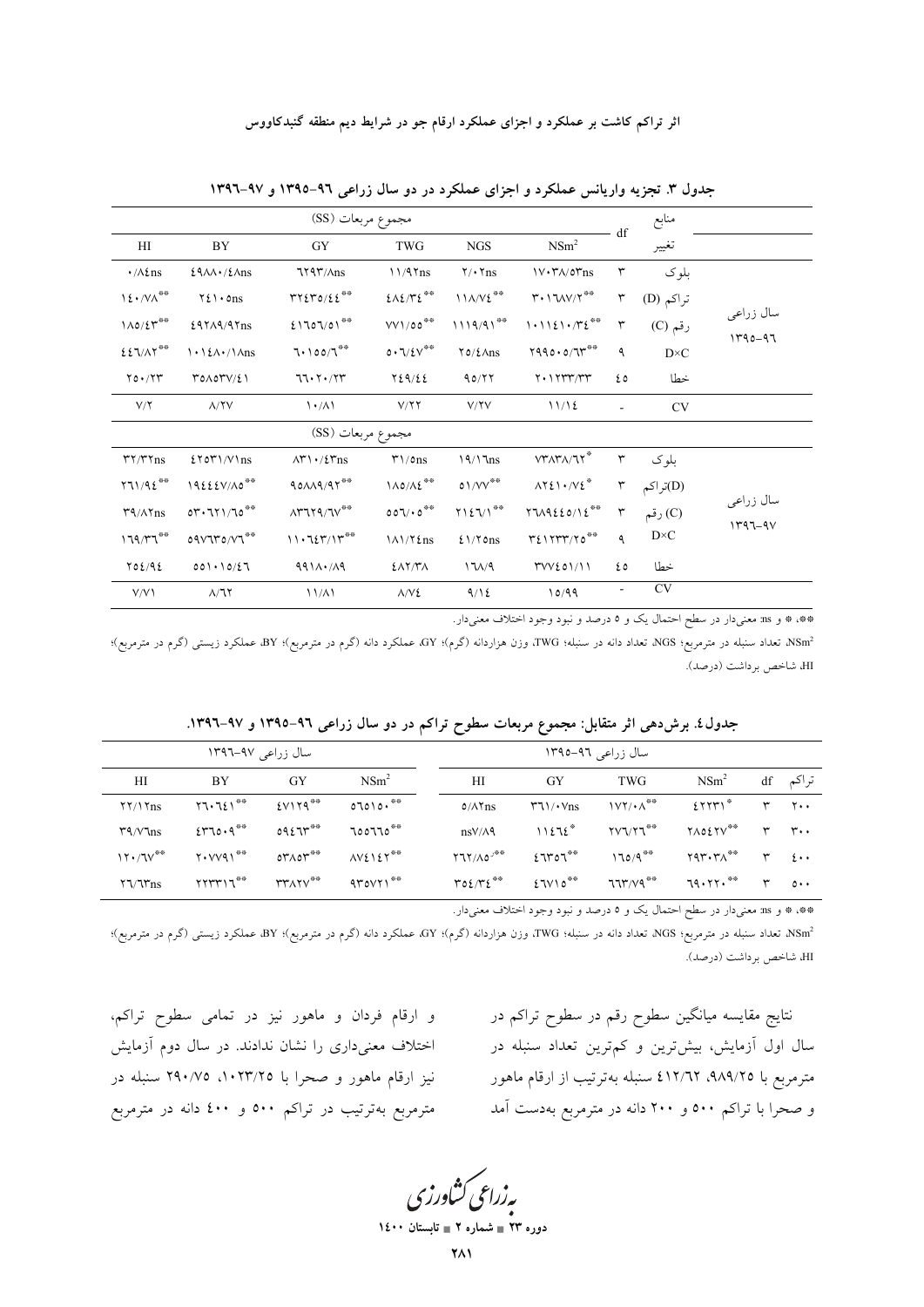جدول ۳. تجزیه واریانس عملکرد و اجزای عملکرد در دو سال زراعی ۹۶-۱۳۹۵ و ۹۷-۱۳۹۶

| | منابع تغییر | df | $NSm^2$ | NGS | TWG | GY | BY | HI |
|---|---|---|---|---|---|---|---|---|
| | | | مجموع مربعات (SS) | | | | | |
| سال زراعی ۹۶-۱۳۹۵ | بلوک | ۳ | ۱۷۰۳۸/۵۳ns | ۲/۰۲ns | ۱۱/۹۲ns | ۶۲۹۳/۸ns | ۴۹۸۸۰/۴۸ns | ۰/۸۴ns |
| | تراکم (D) | ۳ | ۳۰۱۶۸۷/۲** | ۱۱۸/۷۴** | ۴۸۴/۳۴** | ۳۲۴۳۵/۴۴** | ۲۴۱۰۵ns | ۱۴۰/۷۸** |
| | رقم (C) | ۳ | ۱۰۱۱۴۱۰/۳۴** | ۱۱۱۹/۹۱** | ۷۷۱/۵۵** | ۴۱۶۵۶/۵۱** | ۴۹۲۸۹/۹۲ns | ۱۸۵/۴۳** |
| | D×C | ۹ | ۲۹۹۵۰۰/۶۳** | ۲۵/۴۸ns | ۵۰۶/۴۷** | ۶۰۱۵۵/۶** | ۱۰۱۴۸۰/۱۸ns | ۴۴۶/۸۲** |
| | خطا | ۴۵ | ۲۰۱۲۳۳/۳۳ | ۹۵/۲۲ | ۲۴۹/۴۴ | ۶۶۰۲۰/۲۳ | ۳۵۸۵۳۷/۴۱ | ۲۵۰/۲۳ |
| | CV | - | ۱۱/۱۴ | ۷/۲۷ | ۷/۲۲ | ۱۰/۸۱ | ۸/۲۷ | ۷/۲ |
| | | | مجموع مربعات (SS) | | | | | |
| سال زراعی ۹۷-۱۳۹۶ | بلوک | ۳ | ۷۳۸۳۸/۶۲* | ۱۹/۱۶ns | ۳۱/۵ns | ۸۳۱۰/۴۳ns | ۴۲۵۳۱/۷۱ns | ۳۲/۳۲ns |
| | تراکم(D) | ۳ | ۸۲۴۱۰/۷۴* | ۵۱/۷۷** | ۱۸۵/۸۴** | ۹۵۸۸۹/۹۲** | ۱۹۴۴۴۷/۸۵** | ۲۶۱/۹۴** |
| | رقم (C) | ۳ | ۲۶۸۹۴۴۵/۱۴** | ۲۱۴۶/۱** | ۵۵۶/۰۵** | ۸۳۶۲۹/۶۷** | ۵۳۰۶۲۱/۶۵** | ۳۹/۸۲ns |
| | D×C | ۹ | ۳۴۱۲۳۳/۲۵** | ۴۱/۲۵ns | ۱۸۱/۲۴ns | ۱۱۰۶۴۳/۱۳** | ۵۹۷۶۳۵/۷۶** | ۱۶۹/۳۶** |
| | خطا | ۴۵ | ۳۷۷۴۵۱/۱۱ | ۱۶۸/۹ | ۴۸۲/۳۸ | ۹۹۱۸۰/۸۹ | ۵۵۱۰۱۵/۴۶ | ۲۵۴/۹۴ |
| | CV | - | ۱۵/۹۹ | ۹/۱۴ | ۸/۷۴ | ۱۱/۸۱ | ۸/۶۲ | ۷/۷۱ |

**، * و ns: معنی‌دار در سطح احتمال یک و ۵ درصد و نبود وجود اختلاف معنی‌دار.

$NSm^2$، تعداد سنبله در مترمربع؛ NGS، تعداد دانه در سنبله؛ TWG، وزن هزاردانه (گرم)؛ GY، عملکرد دانه (گرم در مترمربع)؛ BY، عملکرد زیستی (گرم در مترمربع)؛ HI، شاخص برداشت (درصد).

جدول ٤. برش‌دهی اثر متقابل: مجموع مربعات سطوح تراکم در دو سال زراعی ۹۶-۱۳۹۵ و ۹۷-۱۳۹۶.

| تراکم | df | $NSm^2$ | TWG | GY | HI | $NSm^2$ | GY | BY | HI |
|---|---|---|---|---|---|---|---|---|---|
| | | سال زراعی ۹۶-۱۳۹۵ | | | | سال زراعی ۹۷-۱۳۹۶ | | | |
| ۲۰۰ | ۳ | ۴۲۲۳۱* | ۱۷۲/۰۸** | ۳۶۱/۰۷ns | ۵/۸۲ns | ۵۶۵۱۵۰** | ۴۷۱۲۹** | ۲۶۰۶۴۱** | ۲۲/۱۲ns |
| ۳۰۰ | ۳ | ۲۸۵۴۲۷** | ۲۷۶/۲۶** | ۱۱۴۶۴* | ns/۸۹ | ۶۵۵۶۶۵** | ۵۹۴۶۳** | ۴۳۶۵۰۹** | ۳۹/۷۶ns |
| ۴۰۰ | ۳ | ۲۹۳۰۳۸** | ۱۶۵/۹** | ۴۶۳۵۶** | ۲۶۲/۸۵** | ۸۷۴۱۴۲** | ۵۳۸۵۳** | ۲۰۷۷۹۱** | ۱۲۰/۶۷** |
| ۵۰۰ | ۳ | ۶۹۰۲۲۰** | ۶۶۳/۷۹** | ۴۶۷۱۵** | ۳۵۴/۳۴** | ۹۳۵۷۲۱** | ۳۳۸۲۷** | ۲۲۳۳۱۶** | ۲۶/۶۳ns |

**، * و ns: معنی‌دار در سطح احتمال یک و ۵ درصد و نبود وجود اختلاف معنی‌دار.

$NSm^2$، تعداد سنبله در مترمربع؛ NGS، تعداد دانه در سنبله؛ TWG، وزن هزاردانه (گرم)؛ GY، عملکرد دانه (گرم در مترمربع)؛ BY، عملکرد زیستی (گرم در مترمربع)؛ HI، شاخص برداشت (درصد).

نتایج مقایسه میانگین سطوح رقم در سطوح تراکم در سال اول آزمایش، بیش‌ترین و کم‌ترین تعداد سنبله در مترمربع با ۹۸۹/۲۵، ٤۱۲/٦۲ سنبله به‌ترتیب از ارقام ماهور و صحرا با تراکم ۵۰۰ و ۲۰۰ دانه در مترمربع به‌دست آمد و ارقام فردان و ماهور نیز در تمامی سطوح تراکم، اختلاف معنی‌داری را نشان ندادند. در سال دوم آزمایش نیز ارقام ماهور و صحرا با ۱۰۲۳/۲۵، ۲۹۰/۷۵ سنبله در مترمربع به‌ترتیب در تراکم ۵۰۰ و ٤۰۰ دانه در مترمربع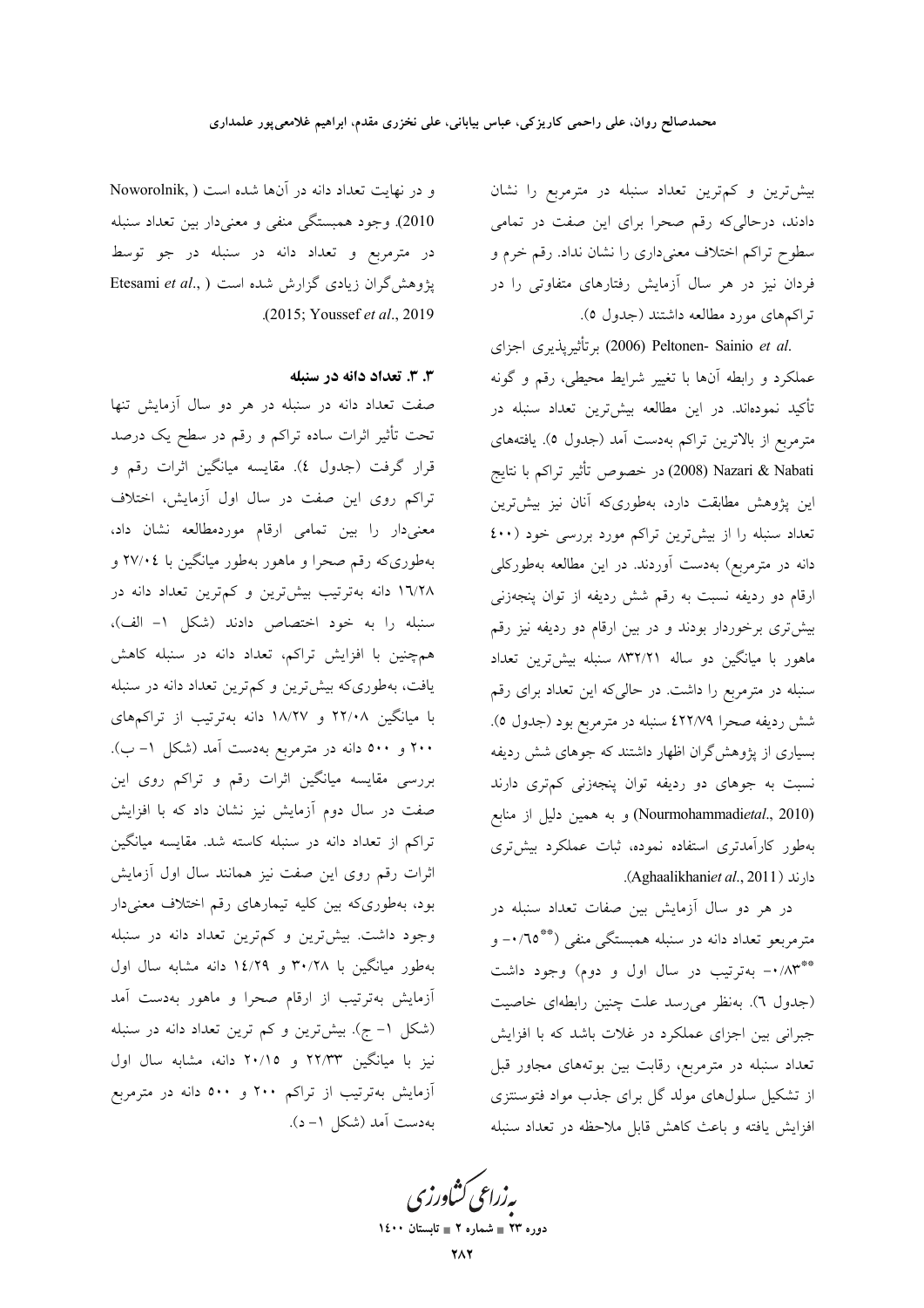بیش‌ترین و کم‌ترین تعداد سنبله در مترمربع را نشان دادند، درحالی‌که رقم صحرا برای این صفت در تمامی سطوح تراکم اختلاف معنی‌داری را نشان نداد. رقم خرم و فردان نیز در هر سال آزمایش رفتارهای متفاوتی را در تراکم‌های مورد مطالعه داشتند (جدول ٥).

Peltonen- Sainio *et al.* (2006) برتأثیرپذیری اجزای عملکرد و رابطه آن‌ها با تغییر شرایط محیطی، رقم و گونه تأکید نموده‌اند. در این مطالعه بیش‌ترین تعداد سنبله در مترمربع از بالاترین تراکم به‌دست آمد (جدول ٥). یافته‌های Nazari & Nabati (2008) در خصوص تأثیر تراکم با نتایج این پژوهش مطابقت دارد، به‌طوری‌که آنان نیز بیش‌ترین تعداد سنبله را از بیش‌ترین تراکم مورد بررسی خود (٤٠٠ دانه در مترمربع) به‌دست آوردند. در این مطالعه به‌طورکلی ارقام دو ردیفه نسبت به رقم شش ردیفه از توان پنجه‌زنی بیش‌تری برخوردار بودند و در بین ارقام دو ردیفه نیز رقم ماهور با میانگین دو ساله ٨٣٢/٢١ سنبله بیش‌ترین تعداد سنبله در مترمربع را داشت. در حالی‌که این تعداد برای رقم شش ردیفه صحرا ٤٢٢/٧٩ سنبله در مترمربع بود (جدول ٥). بسیاری از پژوهش‌گران اظهار داشتند که جوهای شش ردیفه نسبت به جوهای دو ردیفه توان پنجه‌زنی کم‌تری دارند (Nourmohammadi*et al.*, 2010) و به همین دلیل از منابع به‌طور کارآمدتری استفاده نموده، ثبات عملکرد بیش‌تری دارند (Aghaalikhani*et al.*, 2011).

در هر دو سال آزمایش بین صفات تعداد سنبله در مترمربعو تعداد دانه در سنبله همبستگی منفی (**٠/٦٥- و **٠/٨٣- به‌ترتیب در سال اول و دوم) وجود داشت (جدول ٦). به‌نظر می‌رسد علت چنین رابطه‌ای خاصیت جبرانی بین اجزای عملکرد در غلات باشد که با افزایش تعداد سنبله در مترمربع، رقابت بین بوته‌های مجاور قبل از تشکیل سلول‌های مولد گل برای جذب مواد فتوسنتزی افزایش یافته و باعث کاهش قابل ملاحظه در تعداد سنبله و در نهایت تعداد دانه در آن‌ها شده است (Noworolnik, 2010). وجود همبستگی منفی و معنی‌دار بین تعداد سنبله در مترمربع و تعداد دانه در سنبله در جو توسط پژوهش‌گران زیادی گزارش شده است (Etesami *et al.*, 2015; Youssef *et al.*, 2019).

### ٣. ٣. تعداد دانه در سنبله

صفت تعداد دانه در سنبله در هر دو سال آزمایش تنها تحت تأثیر اثرات ساده تراکم و رقم در سطح یک درصد قرار گرفت (جدول ٤). مقایسه میانگین اثرات رقم و تراکم روی این صفت در سال اول آزمایش، اختلاف معنی‌دار را بین تمامی ارقام موردمطالعه نشان داد، به‌طوری‌که رقم صحرا و ماهور به‌طور میانگین با ٢٧/٠٤ و ١٦/٢٨ دانه به‌ترتیب بیش‌ترین و کم‌ترین تعداد دانه در سنبله را به خود اختصاص دادند (شکل ١- الف)، همچنین با افزایش تراکم، تعداد دانه در سنبله کاهش یافت، به‌طوری‌که بیش‌ترین و کم‌ترین تعداد دانه در سنبله با میانگین ٢٢/٠٨ و ١٨/٢٧ دانه به‌ترتیب از تراکم‌های ٢٠٠ و ٥٠٠ دانه در مترمربع به‌دست آمد (شکل ١- ب). بررسی مقایسه میانگین اثرات رقم و تراکم روی این صفت در سال دوم آزمایش نیز نشان داد که با افزایش تراکم از تعداد دانه در سنبله کاسته شد. مقایسه میانگین اثرات رقم روی این صفت نیز همانند سال اول آزمایش بود، به‌طوری‌که بین کلیه تیمارهای رقم اختلاف معنی‌دار وجود داشت. بیش‌ترین و کم‌ترین تعداد دانه در سنبله به‌طور میانگین با ٣٠/٢٨ و ١٤/٢٩ دانه مشابه سال اول آزمایش به‌ترتیب از ارقام صحرا و ماهور به‌دست آمد (شکل ١- ج). بیش‌ترین و کم ترین تعداد دانه در سنبله نیز با میانگین ٢٢/٣٣ و ٢٠/١٥ دانه، مشابه سال اول آزمایش به‌ترتیب از تراکم ٢٠٠ و ٥٠٠ دانه در مترمربع به‌دست آمد (شکل ١- د).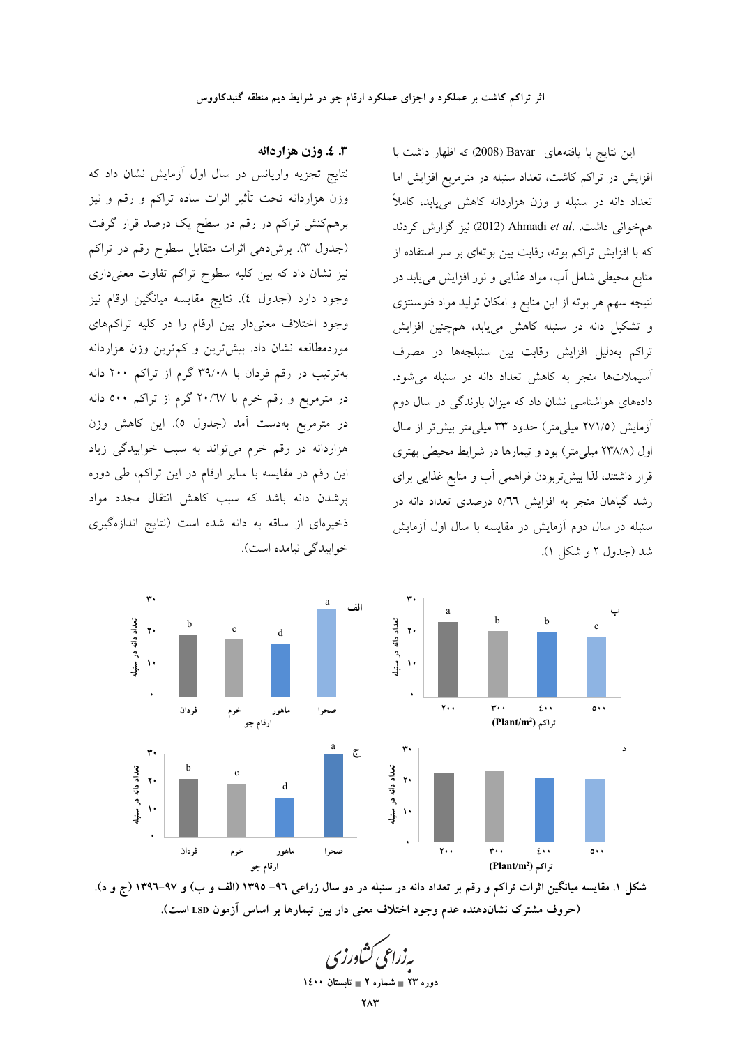این نتایج با یافته‌های Bavar (2008) که اظهار داشت با افزایش در تراکم کاشت، تعداد سنبله در مترمربع افزایش اما تعداد دانه در سنبله و وزن هزاردانه کاهش می‌یابد، کاملاً همخوانی داشت. Ahmadi *et al.* (2012) نیز گزارش کردند که با افزایش تراکم بوته، رقابت بین بوته‌ای بر سر استفاده از منابع محیطی شامل آب، مواد غذایی و نور افزایش می‌یابد در نتیجه سهم هر بوته از این منابع و امکان تولید مواد فتوسنتزی و تشکیل دانه در سنبله کاهش می‌یابد، همچنین افزایش تراکم بدلیل افزایش رقابت بین سنبلچه‌ها در مصرف آسیمیلات‌ها منجر به کاهش تعداد دانه در سنبله می‌شود. داده‌های هواشناسی نشان داد که میزان بارندگی در سال دوم آزمایش (۲۷۱/۵ میلی‌متر) حدود ۳۳ میلی‌متر بیش‌تر از سال اول (۲۳۸/۸ میلی‌متر) بود و تیمارها در شرایط محیطی بهتری قرار داشتند، لذا بیش‌تربودن فراهمی آب و منابع غذایی برای رشد گیاهان منجر به افزایش ۵/۶۶ درصدی تعداد دانه در سنبله در سال دوم آزمایش در مقایسه با سال اول آزمایش شد (جدول ۲ و شکل ۱).

### ۳. ٤. وزن هزاردانه

نتایج تجزیه واریانس در سال اول آزمایش نشان داد که وزن هزاردانه تحت تأثیر اثرات ساده تراکم و رقم و نیز برهم‌کنش تراکم در رقم در سطح یک درصد قرار گرفت (جدول ۳). برش‌دهی اثرات متقابل سطوح رقم در تراکم نیز نشان داد که بین کلیه سطوح تراکم تفاوت معنی‌داری وجود دارد (جدول ٤). نتایج مقایسه میانگین ارقام نیز وجود اختلاف معنی‌دار بین ارقام را در کلیه تراکم‌های موردمطالعه نشان داد. بیش‌ترین و کم‌ترین وزن هزاردانه به‌ترتیب در رقم فردان با ۳۹/۰۸ گرم از تراکم ۲۰۰ دانه در مترمربع و رقم خرم با ۲۰/٦۷ گرم از تراکم ۵۰۰ دانه در مترمربع به‌دست آمد (جدول ۵). این کاهش وزن هزاردانه در رقم خرم می‌تواند به سبب خوابیدگی زیاد این رقم در مقایسه با سایر ارقام در این تراکم، طی دوره پرشدن دانه باشد که سبب کاهش انتقال مجدد مواد ذخیره‌ای از ساقه به دانه شده است (نتایج اندازه‌گیری خوابیدگی نیامده است).

ب
تعداد دانه در سنبله
۰ ۱۰ ۲۰ ۳۰
a b b c
۲۰۰ ۳۰۰ ٤۰۰ ۵۰۰
تراکم (Plant/m²)

الف
تعداد دانه در سنبله
۰ ۱۰ ۲۰ ۳۰
b c d a
فردان خرم ماهور صحرا
ارقام جو

د
تعداد دانه در سنبله
۰ ۱۰ ۲۰ ۳۰
۲۰۰ ۳۰۰ ٤۰۰ ۵۰۰
تراکم (Plant/m²)

ج
تعداد دانه در سنبله
۰ ۱۰ ۲۰ ۳۰
b c d a
فردان خرم ماهور صحرا
ارقام جو

شکل ۱. مقایسه میانگین اثرات تراکم و رقم بر تعداد دانه در سنبله در دو سال زراعی ۹٦- ۱۳۹۵ (الف و ب) و ۹۷-۱۳۹٦ (ج و د).
(حروف مشترک نشان‌دهنده عدم وجود اختلاف معنی دار بین تیمارها بر اساس آزمون LSD است).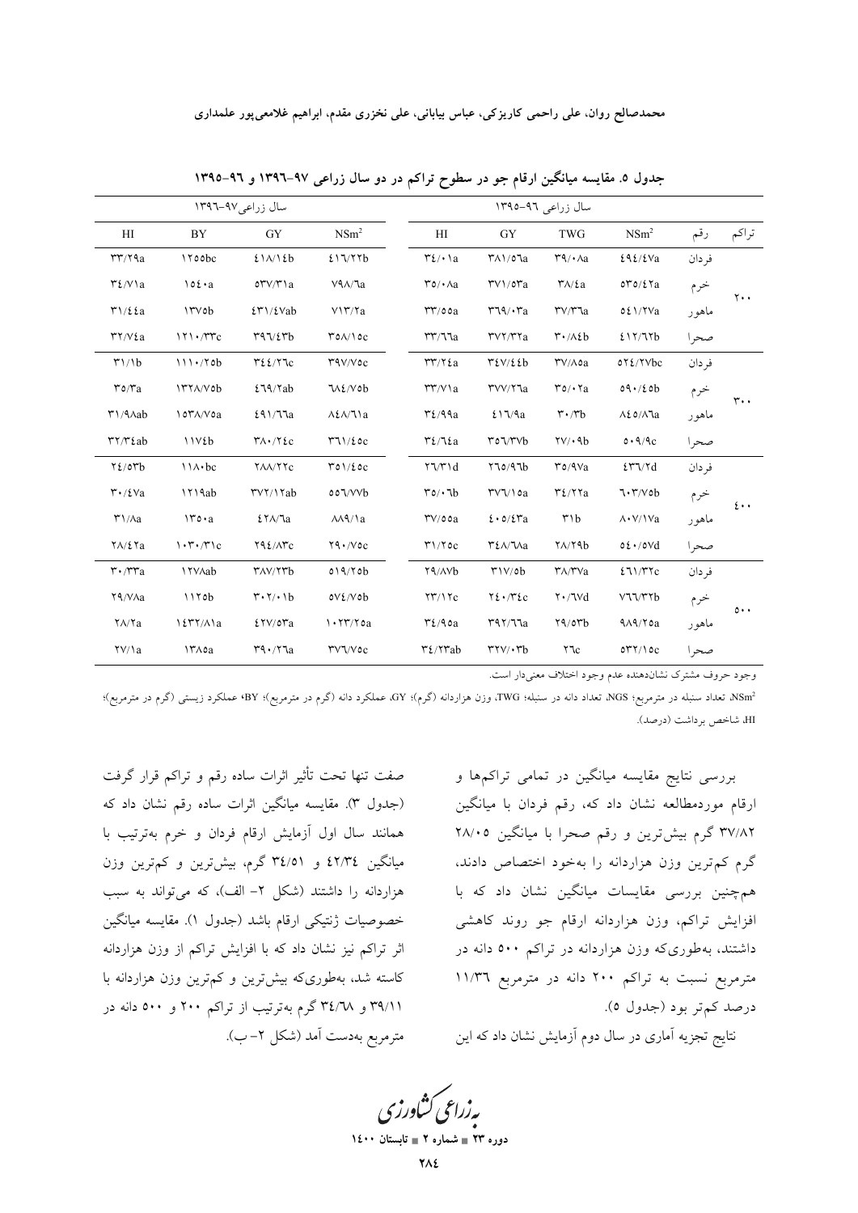جدول ۵. مقایسه میانگین ارقام جو در سطوح تراکم در دو سال زراعی ۹۷-۱۳۹۶ و ۹۶-۱۳۹۵

| تراکم | رقم | سال زراعی ۹۶-۱۳۹۵ | | | | سال زراعی۹۷-۱۳۹۶ | | | |
|---|---|---|---|---|---|---|---|---|---|
| | | NSm[2] | TWG | GY | HI | NSm[2] | GY | BY | HI |
| ۲۰۰ | فردان | ۴۹۴/۴۷a | ۳۹/۰۸a | ۳۸۱/۵۶a | ۳۴/۰۱a | ۴۱۶/۲۲b | ۴۱۸/۱۴b | ۱۲۵۵bc | ۳۳/۲۹a |
| | خرم | ۵۳۵/۴۲a | ۳۸/۴a | ۳۷۱/۵۳a | ۳۵/۰۸a | ۷۹۸/۶a | ۵۳۷/۳۱a | ۱۵۴۰a | ۳۴/۷۱a |
| | ماهور | ۵۴۱/۲۷a | ۳۷/۳۶a | ۳۶۹/۰۳a | ۳۳/۵۵a | ۷۱۳/۲a | ۴۳۱/۴۷ab | ۱۳۷۵b | ۳۱/۴۴a |
| | صحرا | ۴۱۲/۶۲b | ۳۰/۸۴b | ۳۷۲/۳۲a | ۳۳/۶۶a | ۳۵۸/۱۵c | ۳۹۶/۴۳b | ۱۲۱۰/۳۳c | ۳۲/۷۴a |
| ۳۰۰ | فردان | ۵۲۴/۲۷bc | ۳۷/۸۵a | ۳۴۷/۴۴b | ۳۳/۲۴a | ۳۹۷/۷۵c | ۳۴۴/۲۶c | ۱۱۱۰/۲۵b | ۳۱/۱b |
| | خرم | ۵۹۰/۴۵b | ۳۵/۰۲a | ۳۷۷/۲۶a | ۳۳/۷۱a | ۶۸۴/۷۵b | ۴۶۹/۲ab | ۱۳۲۸/۷۵b | ۳۵/۳a |
| | ماهور | ۸۴۵/۸۶a | ۳۰/۳b | ۴۱۶/۹a | ۳۴/۹۹a | ۸۴۸/۶۱a | ۴۹۱/۶۶a | ۱۵۳۸/۷۵a | ۳۱/۹۸ab |
| | صحرا | ۵۰۹/۹c | ۲۷/۰۹b | ۳۵۶/۳۷b | ۳۴/۶۴a | ۳۶۱/۴۵c | ۳۸۰/۲۴c | ۱۱۷۴b | ۳۲/۳۴ab |
| ۴۰۰ | فردان | ۴۳۶/۲d | ۳۵/۹۷a | ۲۶۵/۹۶b | ۲۶/۳۱d | ۳۵۱/۴۵c | ۲۸۸/۲۲c | ۱۱۸۰bc | ۲۴/۵۳b |
| | خرم | ۶۰۳/۷۵b | ۳۴/۲۲a | ۳۷۶/۱۵a | ۳۵/۰۶b | ۵۵۶/۷۷b | ۳۷۲/۱۲ab | ۱۲۱۹ab | ۳۰/۴۷a |
| | ماهور | ۸۰۷/۱۷a | ۳۱b | ۴۰۵/۴۳a | ۳۷/۵۵a | ۸۸۹/۱a | ۴۲۸/۶a | ۱۳۵۰a | ۳۱/۸a |
| | صحرا | ۵۴۰/۵۷d | ۲۸/۲۹b | ۳۴۸/۶۸a | ۳۱/۲۵c | ۲۹۰/۷۵c | ۲۹۴/۸۳c | ۱۰۳۰/۳۱c | ۲۸/۴۲a |
| ۵۰۰ | فردان | ۴۶۱/۳۲c | ۳۸/۳۷a | ۳۱۷/۵b | ۲۹/۸۷b | ۵۱۹/۲۵b | ۳۸۷/۲۳b | ۱۲۷۸ab | ۳۰/۳۳a |
| | خرم | ۷۶۶/۳۲b | ۲۰/۶۷d | ۲۴۰/۳۴c | ۲۳/۱۲c | ۵۷۴/۷۵b | ۳۰۲/۰۱b | ۱۱۲۵b | ۲۹/۷۸a |
| | ماهور | ۹۸۹/۲۵a | ۲۹/۵۳b | ۳۹۲/۶۶a | ۳۴/۹۵a | ۱۰۲۳/۲۵a | ۴۲۷/۵۳a | ۱۴۳۲/۸۱a | ۲۸/۲a |
| | صحرا | ۵۳۲/۱۵c | ۲۶c | ۳۲۷/۰۳b | ۳۴/۲۳ab | ۳۷۶/۷۵c | ۳۹۰/۲۶a | ۱۳۸۵a | ۲۷/۱a |

وجود حروف مشترک نشان‌دهنده عدم وجود اختلاف معنی‌دار است.

NSm[2]، تعداد سنبله در مترمربع؛ NGS، تعداد دانه در سنبله؛ TWG، وزن هزاردانه (گرم)؛ GY، عملکرد دانه (گرم در مترمربع)؛ BY، عملکرد زیستی (گرم در مترمربع)؛ HI، شاخص برداشت (درصد).

بررسی نتایج مقایسه میانگین در تمامی تراکم‌ها و ارقام موردمطالعه نشان داد که، رقم فردان با میانگین ۳۷/۸۲ گرم بیش‌ترین و رقم صحرا با میانگین ۲۸/۰۵ گرم کم‌ترین وزن هزاردانه را به‌خود اختصاص دادند، همچنین بررسی مقایسات میانگین نشان داد که با افزایش تراکم، وزن هزاردانه ارقام جو روند کاهشی داشتند، به‌طوری‌که وزن هزاردانه در تراکم ۵۰۰ دانه در مترمربع نسبت به تراکم ۲۰۰ دانه در مترمربع ۱۱/۳۶ درصد کم‌تر بود (جدول ۵).

نتایج تجزیه آماری در سال دوم آزمایش نشان داد که این صفت تنها تحت تأثیر اثرات ساده رقم و تراکم قرار گرفت (جدول ۳). مقایسه میانگین اثرات ساده رقم نشان داد که همانند سال اول آزمایش ارقام فردان و خرم به‌ترتیب با میانگین ۴۲/۳۴ و ۳۴/۵۱ گرم، بیش‌ترین و کم‌ترین وزن هزاردانه را داشتند (شکل ۲- الف)، که می‌تواند به سبب خصوصیات ژنتیکی ارقام باشد (جدول ۱). مقایسه میانگین اثر تراکم نیز نشان داد که با افزایش تراکم از وزن هزاردانه کاسته شد، به‌طوری‌که بیش‌ترین و کم‌ترین وزن هزاردانه با ۳۹/۱۱ و ۳۴/۶۸ گرم به‌ترتیب از تراکم ۲۰۰ و ۵۰۰ دانه در مترمربع به‌دست آمد (شکل ۲- ب).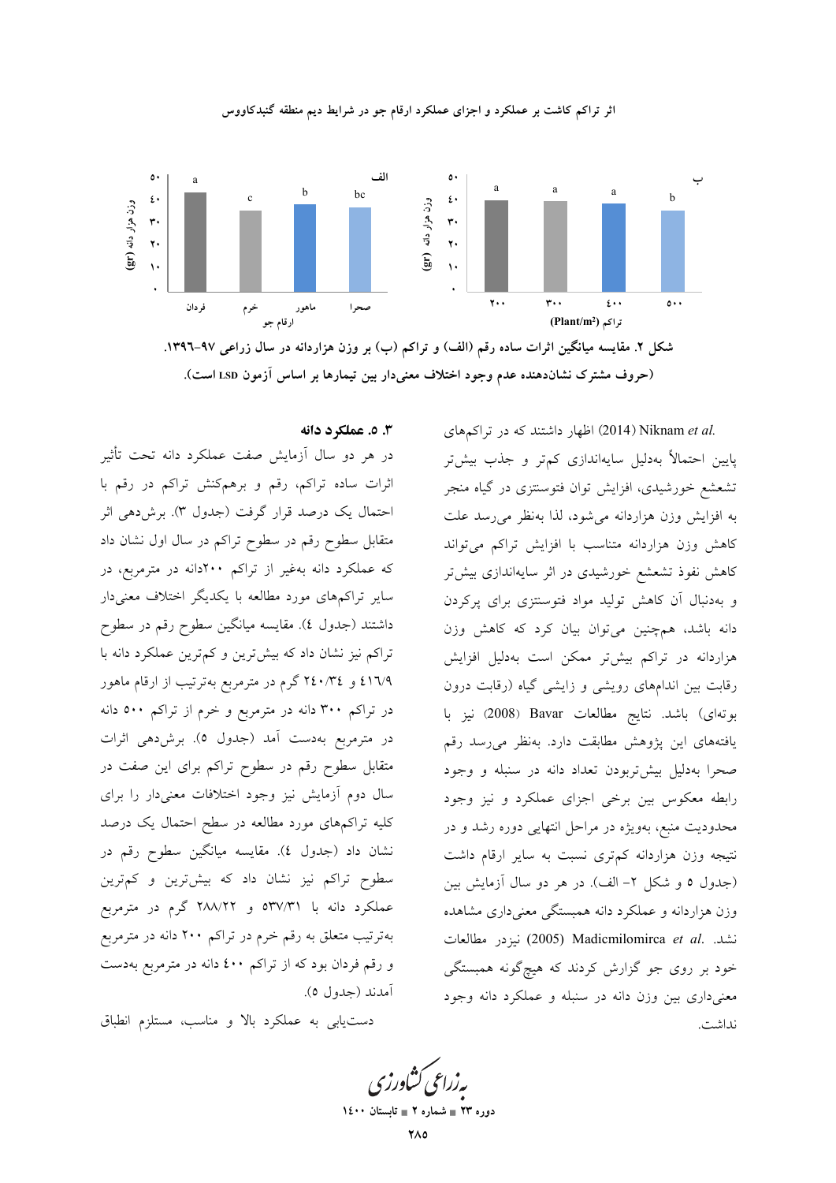الف

وزن هزار دانه (gr)

۵۰
۴۰
۳۰
۲۰
۱۰
۰

a c b bc

فردان خرم ماهور صحرا

ارقام جو

ب

وزن هزار دانه (gr)

۵۰
۴۰
۳۰
۲۰
۱۰
۰

a a a b

۲۰۰ ۳۰۰ ۴۰۰ ۵۰۰

تراکم ($Plant/m^2$)

**شکل ۲. مقایسه میانگین اثرات ساده رقم (الف) و تراکم (ب) بر وزن هزاردانه در سال زراعی ۹۷-۱۳۹۶.**

**(حروف مشترک نشان‌دهنده عدم وجود اختلاف معنی‌دار بین تیمارها بر اساس آزمون LSD است).**

Niknam *et al.* (2014) اظهار داشتند که در تراکم‌های پایین احتمالاً به‌دلیل سایه‌اندازی کم‌تر و جذب بیش‌تر تشعشع خورشیدی، افزایش توان فتوسنتزی در گیاه منجر به افزایش وزن هزاردانه می‌شود، لذا به‌نظر می‌رسد علت کاهش وزن هزاردانه متناسب با افزایش تراکم می‌تواند کاهش نفوذ تشعشع خورشیدی در اثر سایه‌اندازی بیش‌تر و به‌دنبال آن کاهش تولید مواد فتوسنتزی برای پرکردن دانه باشد، هم‌چنین می‌توان بیان کرد که کاهش وزن هزاردانه در تراکم بیش‌تر ممکن است به‌دلیل افزایش رقابت بین اندام‌های رویشی و زایشی گیاه (رقابت درون بوته‌ای) باشد. نتایج مطالعات Bavar (2008) نیز با یافته‌های این پژوهش مطابقت دارد. به‌نظر می‌رسد رقم صحرا به‌دلیل بیش‌تربودن تعداد دانه در سنبله و وجود رابطه معکوس بین برخی اجزای عملکرد و نیز وجود محدودیت منبع، به‌ویژه در مراحل انتهایی دوره رشد و در نتیجه وزن هزاردانه کم‌تری نسبت به سایر ارقام داشت (جدول ۵ و شکل ۲- الف). در هر دو سال آزمایش بین وزن هزاردانه و عملکرد دانه همبستگی معنی‌داری مشاهده نشد. Madicmilomirca *et al.* (2005) نیز در مطالعات خود بر روی جو گزارش کردند که هیچ‌گونه همبستگی معنی‌داری بین وزن دانه در سنبله و عملکرد دانه وجود نداشت.

### ۳. ۵. عملکرد دانه

در هر دو سال آزمایش صفت عملکرد دانه تحت تأثیر اثرات ساده تراکم، رقم و برهم‌کنش تراکم در رقم با احتمال یک درصد قرار گرفت (جدول ۳). برش‌دهی اثر متقابل سطوح رقم در سطوح تراکم در سال اول نشان داد که عملکرد دانه به‌غیر از تراکم ۲۰۰دانه در مترمربع، در سایر تراکم‌های مورد مطالعه با یکدیگر اختلاف معنی‌دار داشتند (جدول ۴). مقایسه میانگین سطوح رقم در سطوح تراکم نیز نشان داد که بیش‌ترین و کم‌ترین عملکرد دانه با ۴۱۶/۹ و ۲۴۰/۳۴ گرم در مترمربع به‌ترتیب از ارقام ماهور در تراکم ۳۰۰ دانه در مترمربع و خرم از تراکم ۵۰۰ دانه در مترمربع به‌دست آمد (جدول ۵). برش‌دهی اثرات متقابل سطوح رقم در سطوح تراکم برای این صفت در سال دوم آزمایش نیز وجود اختلافات معنی‌دار را برای کلیه تراکم‌های مورد مطالعه در سطح احتمال یک درصد نشان داد (جدول ۴). مقایسه میانگین سطوح رقم در سطوح تراکم نیز نشان داد که بیش‌ترین و کم‌ترین عملکرد دانه با ۵۳۷/۳۱ و ۲۸۸/۲۲ گرم در مترمربع به‌ترتیب متعلق به رقم خرم در تراکم ۲۰۰ دانه در مترمربع و رقم فردان بود که از تراکم ۴۰۰ دانه در مترمربع به‌دست آمدند (جدول ۵).

دست‌یابی به عملکرد بالا و مناسب، مستلزم انطباق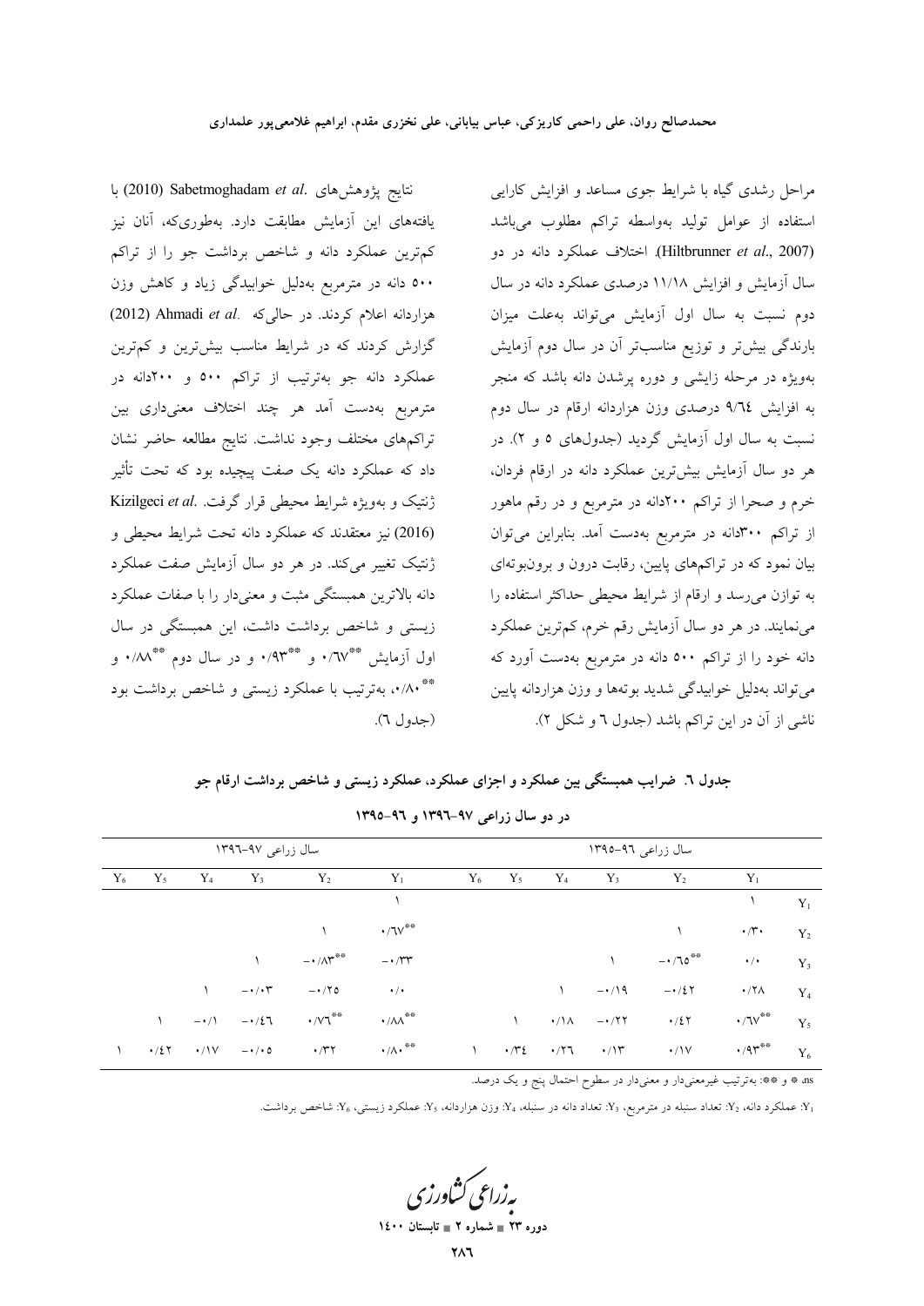مراحل رشدی گیاه با شرایط جوی مساعد و افزایش کارایی استفاده از عوامل تولید به‌واسطه تراکم مطلوب می‌باشد (Hiltbrunner *et al*., 2007). اختلاف عملکرد دانه در دو سال آزمایش و افزایش ۱۱/۱۸ درصدی عملکرد دانه در سال دوم نسبت به سال اول آزمایش می‌تواند به‌علت میزان بارندگی بیش‌تر و توزیع مناسب‌تر آن در سال دوم آزمایش به‌ویژه در مرحله زایشی و دوره پرشدن دانه باشد که منجر به افزایش ۹/٦٤ درصدی وزن هزاردانه ارقام در سال دوم نسبت به سال اول آزمایش گردید (جدول‌های ۵ و ۲). در هر دو سال آزمایش بیش‌ترین عملکرد دانه در ارقام فردان، خرم و صحرا از تراکم ۲۰۰دانه در مترمربع و در رقم ماهور از تراکم ۳۰۰دانه در مترمربع به‌دست آمد. بنابراین می‌توان بیان نمود که در تراکم‌های پایین، رقابت درون و برون‌بوته‌ای به توازن می‌رسد و ارقام از شرایط محیطی حداکثر استفاده را می‌نمایند. در هر دو سال آزمایش رقم خرم، کم‌ترین عملکرد دانه خود را از تراکم ۵۰۰ دانه در مترمربع به‌دست آورد که می‌تواند به‌دلیل خوابیدگی شدید بوته‌ها و وزن هزاردانه پایین ناشی از آن در این تراکم باشد (جدول ٦ و شکل ۲).

نتایج پژوهش‌های Sabetmoghadam *et al*. (2010) با یافته‌های این آزمایش مطابقت دارد. به‌طوری‌که، آنان نیز کم‌ترین عملکرد دانه و شاخص برداشت جو را از تراکم ۵۰۰ دانه در مترمربع به‌دلیل خوابیدگی زیاد و کاهش وزن هزاردانه اعلام کردند. در حالی‌که Ahmadi *et al*. (2012) گزارش کردند که در شرایط مناسب بیش‌ترین و کم‌ترین عملکرد دانه جو به‌ترتیب از تراکم ۵۰۰ و ۲۰۰دانه در مترمربع به‌دست آمد هر چند اختلاف معنی‌داری بین تراکم‌های مختلف وجود نداشت. نتایج مطالعه حاضر نشان داد که عملکرد دانه یک صفت پیچیده بود که تحت تأثیر ژنتیک و به‌ویژه شرایط محیطی قرار گرفت. Kizilgeci *et al*. (2016) نیز معتقدند که عملکرد دانه تحت شرایط محیطی و ژنتیک تغییر می‌کند. در هر دو سال آزمایش صفت عملکرد دانه بالاترین همبستگی مثبت و معنی‌دار را با صفات عملکرد زیستی و شاخص برداشت داشت، این همبستگی در سال اول آزمایش \*\*۰/٦٧ و \*\*۰/۹۳ و در سال دوم \*\*۰/۸۸ و \*\*۰/۸۰، به‌ترتیب با عملکرد زیستی و شاخص برداشت بود (جدول ٦).

**جدول ٦. ضرایب همبستگی بین عملکرد و اجزای عملکرد، عملکرد زیستی و شاخص برداشت ارقام جو در دو سال زراعی ۹۷-۱۳۹٦ و ۹٦-۱۳۹۵**

| | سال زراعی ۹٦-۱۳۹۵ | | | | | | سال زراعی ۹۷-۱۳۹٦ | | | | | |
|---|---|---|---|---|---|---|---|---|---|---|---|---|
| | $Y_1$ | $Y_2$ | $Y_3$ | $Y_4$ | $Y_5$ | $Y_6$ | $Y_1$ | $Y_2$ | $Y_3$ | $Y_4$ | $Y_5$ | $Y_6$ |
| $Y_1$ | ۱ | | | | | | ۱ | | | | | |
| $Y_2$ | ۰/۳۰ | ۱ | | | | | \*\*۰/٦۷ | ۱ | | | | |
| $Y_3$ | ۰/۰ | \*\*۰/٦۵- | ۱ | | | | ۰/۳۳- | \*\*۰/۸۳- | ۱ | | | |
| $Y_4$ | ۰/۲۸ | ۰/٤۲- | ۰/۱۹- | ۱ | | | ۰/۰ | ۰/۲۵- | ۰/۰۳- | ۱ | | |
| $Y_5$ | \*\*۰/٦۷ | ۰/٤۲ | ۰/۲۲- | ۰/۱۸ | ۱ | | \*\*۰/۸۸ | \*\*۰/۷٦ | ۰/٤٦- | ۰/۱- | ۱ | |
| $Y_6$ | \*\*۰/۹۳ | ۰/۱۷ | ۰/۱۳ | ۰/۲٦ | ۰/۳٤ | ۱ | \*\*۰/۸۰ | ۰/۳۲ | ۰/۰۵- | ۰/۱۷ | ۰/٤۲ | ۱ |

ns، \* و \*\*: به‌ترتیب غیرمعنی‌دار و معنی‌دار در سطوح احتمال پنج و یک درصد.

$Y_1$: عملکرد دانه، $Y_2$: تعداد سنبله در مترمربع، $Y_3$: تعداد دانه در سنبله، $Y_4$: وزن هزاردانه، $Y_5$: عملکرد زیستی، $Y_6$: شاخص برداشت.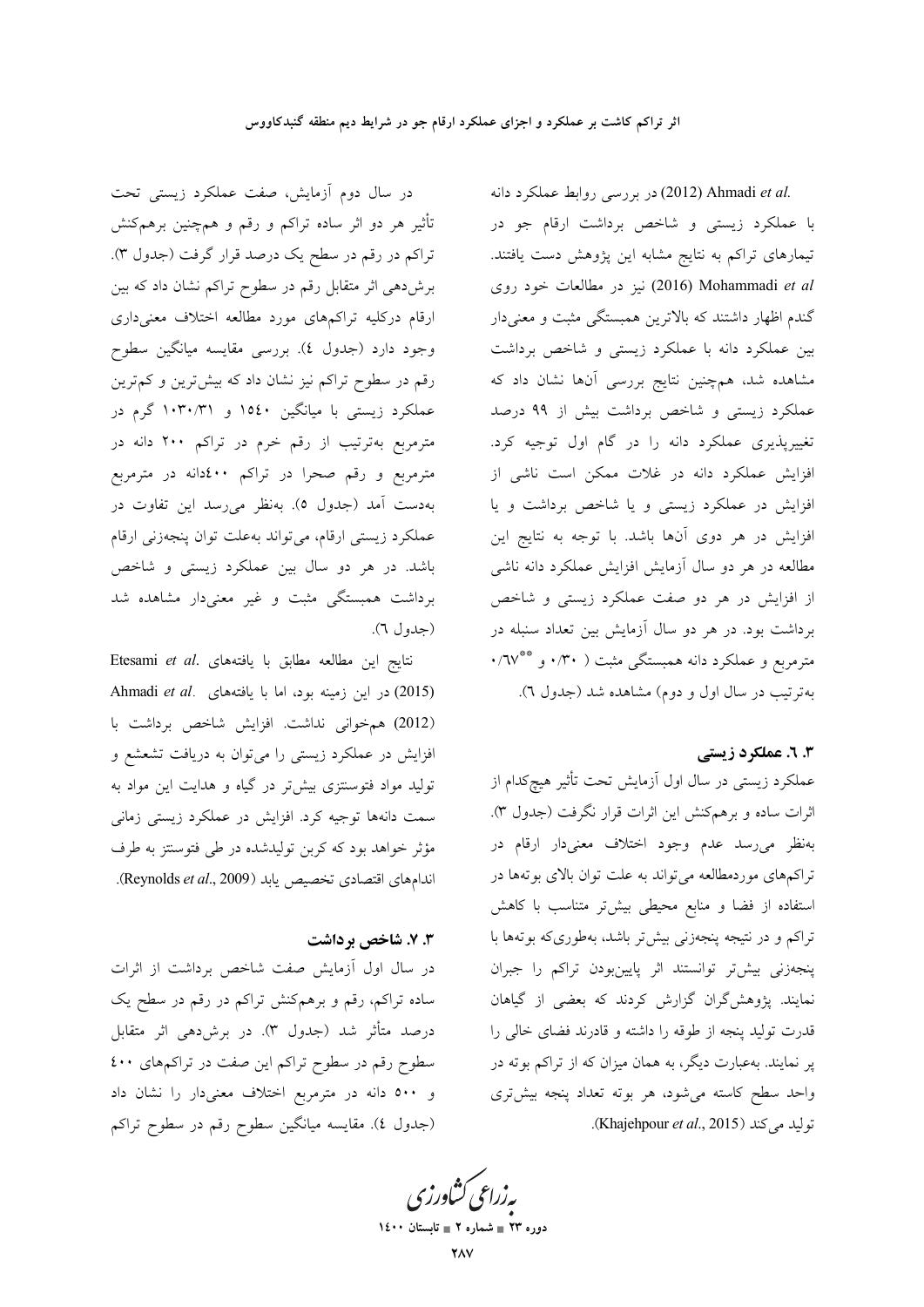Ahmadi *et al.* (2012) در بررسی روابط عملکرد دانه با عملکرد زیستی و شاخص برداشت ارقام جو در تیمارهای تراکم به نتایج مشابه این پژوهش دست یافتند. Mohammadi *et al* (2016) نیز در مطالعات خود روی گندم اظهار داشتند که بالاترین همبستگی مثبت و معنی‌دار بین عملکرد دانه با عملکرد زیستی و شاخص برداشت مشاهده شد، هم‌چنین نتایج بررسی آن‌ها نشان داد که عملکرد زیستی و شاخص برداشت بیش از ۹۹ درصد تغییرپذیری عملکرد دانه را در گام اول توجیه کرد. افزایش عملکرد دانه در غلات ممکن است ناشی از افزایش در عملکرد زیستی و یا شاخص برداشت و یا افزایش در هر دوی آن‌ها باشد. با توجه به نتایج این مطالعه در هر دو سال آزمایش افزایش عملکرد دانه ناشی از افزایش در هر دو صفت عملکرد زیستی و شاخص برداشت بود. در هر دو سال آزمایش بین تعداد سنبله در مترمربع و عملکرد دانه همبستگی مثبت ( ۰/۳۰ و \*\*۰/٦۷ به‌ترتیب در سال اول و دوم) مشاهده شد (جدول ٦).

### ۳. ٦. عملکرد زیستی

عملکرد زیستی در سال اول آزمایش تحت تأثیر هیچ‌کدام از اثرات ساده و برهم‌کنش این اثرات قرار نگرفت (جدول ۳). به‌نظر می‌رسد عدم وجود اختلاف معنی‌دار ارقام در تراکم‌های موردمطالعه می‌تواند به علت توان بالای بوته‌ها در استفاده از فضا و منابع محیطی بیش‌تر متناسب با کاهش تراکم و در نتیجه پنجه‌زنی بیش‌تر باشد، به‌طوری‌که بوته‌ها با پنجه‌زنی بیش‌تر توانستند اثر پایین‌بودن تراکم را جبران نمایند. پژوهش‌گران گزارش کردند که بعضی از گیاهان قدرت تولید پنجه از طوقه را داشته و قادرند فضای خالی را پر نمایند. به‌عبارت دیگر، به همان میزان که از تراکم بوته در واحد سطح کاسته می‌شود، هر بوته تعداد پنجه بیش‌تری تولید می‌کند (Khajehpour *et al*., 2015).

در سال دوم آزمایش، صفت عملکرد زیستی تحت تأثیر هر دو اثر ساده تراکم و رقم و هم‌چنین برهم‌کنش تراکم در رقم در سطح یک درصد قرار گرفت (جدول ۳). برش‌دهی اثر متقابل رقم در سطوح تراکم نشان داد که بین ارقام درکلیه تراکم‌های مورد مطالعه اختلاف معنی‌داری وجود دارد (جدول ٤). بررسی مقایسه میانگین سطوح رقم در سطوح تراکم نیز نشان داد که بیش‌ترین و کم‌ترین عملکرد زیستی با میانگین ۱۵٤۰ و ۱۰۳۰/۳۱ گرم در مترمربع به‌ترتیب از رقم خرم در تراکم ۲۰۰ دانه در مترمربع و رقم صحرا در تراکم ٤۰۰دانه در مترمربع به‌دست آمد (جدول ٥). به‌نظر می‌رسد این تفاوت در عملکرد زیستی ارقام، می‌تواند به‌علت توان پنجه‌زنی ارقام باشد. در هر دو سال بین عملکرد زیستی و شاخص برداشت همبستگی مثبت و غیر معنی‌دار مشاهده شد (جدول ٦).

نتایج این مطالعه مطابق با یافته‌های Etesami *et al*. (2015) در این زمینه بود، اما با یافته‌های Ahmadi *et al*. (2012) هم‌خوانی نداشت. افزایش شاخص برداشت با افزایش در عملکرد زیستی را می‌توان به دریافت تشعشع و تولید مواد فتوسنتزی بیش‌تر در گیاه و هدایت این مواد به سمت دانه‌ها توجیه کرد. افزایش در عملکرد زیستی زمانی مؤثر خواهد بود که کربن تولیدشده در طی فتوسنتز به طرف اندام‌های اقتصادی تخصیص یابد (Reynolds *et al*., 2009).

### ۳. ۷. شاخص برداشت

در سال اول آزمایش صفت شاخص برداشت از اثرات ساده تراکم، رقم و برهم‌کنش تراکم در رقم در سطح یک درصد متأثر شد (جدول ۳). در برش‌دهی اثر متقابل سطوح رقم در سطوح تراکم این صفت در تراکم‌های ٤۰۰ و ٥۰۰ دانه در مترمربع اختلاف معنی‌دار را نشان داد (جدول ٤). مقایسه میانگین سطوح رقم در سطوح تراکم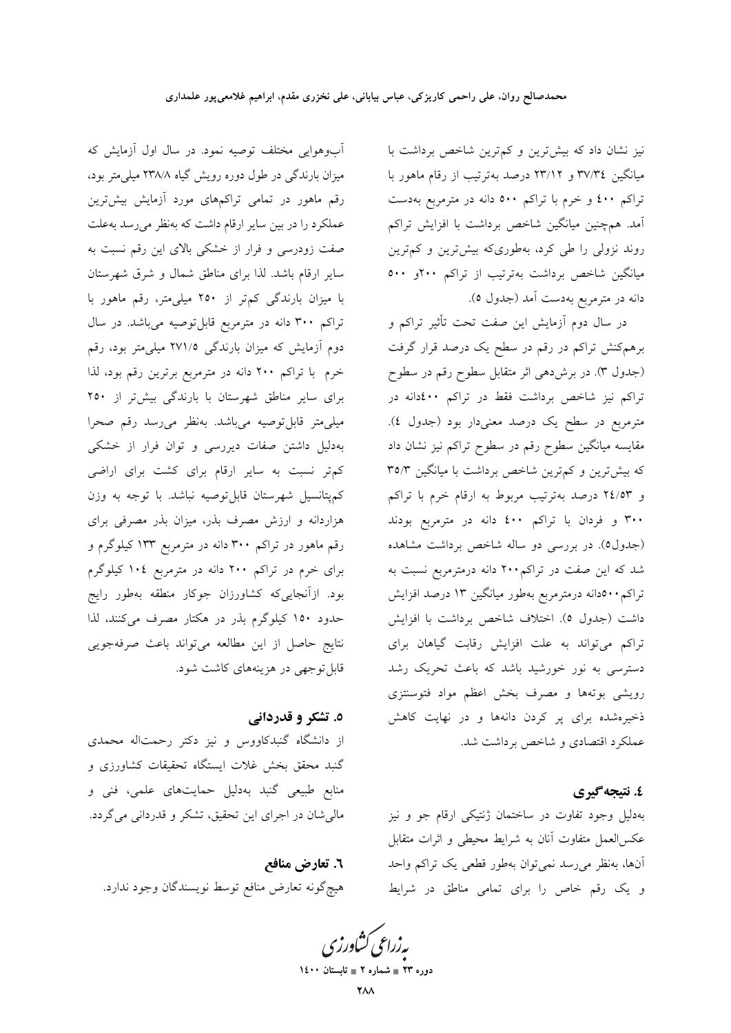نیز نشان داد که بیش‌ترین و کم‌ترین شاخص برداشت با میانگین ۳۷/۳٤ و ۲۳/۱۲ درصد به‌ترتیب از رقام ماهور با تراکم ٤۰۰ و خرم با تراکم ۵۰۰ دانه در مترمربع به‌دست آمد. هم‌چنین میانگین شاخص برداشت با افزایش تراکم روند نزولی را طی کرد، به‌طوری‌که بیش‌ترین و کم‌ترین میانگین شاخص برداشت به‌ترتیب از تراکم ۲۰۰و ۵۰۰ دانه در مترمربع به‌دست آمد (جدول ۵).

در سال دوم آزمایش این صفت تحت تأثیر تراکم و برهم‌کنش تراکم در رقم در سطح یک درصد قرار گرفت (جدول ۳). در برش‌دهی اثر متقابل سطوح رقم در سطوح تراکم نیز شاخص برداشت فقط در تراکم ٤۰۰دانه در مترمربع در سطح یک درصد معنی‌دار بود (جدول ٤). مقایسه میانگین سطوح رقم در سطوح تراکم نیز نشان داد که بیش‌ترین و کم‌ترین شاخص برداشت با میانگین ۳۵/۳ و ۲٤/۵۳ درصد به‌ترتیب مربوط به ارقام خرم با تراکم ۳۰۰ و فردان با تراکم ٤۰۰ دانه در مترمربع بودند (جدول۵). در بررسی دو ساله شاخص برداشت مشاهده شد که این صفت در تراکم۲۰۰ دانه درمترمربع نسبت به تراکم۵۰۰دانه درمترمربع به‌طور میانگین ۱۳ درصد افزایش داشت (جدول ۵). اختلاف شاخص برداشت با افزایش تراکم می‌تواند به علت افزایش رقابت گیاهان برای دسترسی به نور خورشید باشد که باعث تحریک رشد رویشی بوته‌ها و مصرف بخش اعظم مواد فتوسنتزی ذخیره‌شده برای پر کردن دانه‌ها و در نهایت کاهش عملکرد اقتصادی و شاخص برداشت شد.

## ٤. نتیجه‌گیری

به‌دلیل وجود تفاوت در ساختمان ژنتیکی ارقام جو و نیز عکس‌العمل متفاوت آنان به شرایط محیطی و اثرات متقابل آن‌ها، به‌نظر می‌رسد نمی‌توان به‌طور قطعی یک تراکم واحد و یک رقم خاص را برای تمامی مناطق در شرایط آب‌وهوایی مختلف توصیه نمود. در سال اول آزمایش که میزان بارندگی در طول دوره رویش گیاه ۲۳۸/۸ میلی‌متر بود، رقم ماهور در تمامی تراکم‌های مورد آزمایش بیش‌ترین عملکرد را در بین سایر ارقام داشت که به‌نظر می‌رسد به‌علت صفت زودرسی و فرار از خشکی بالای این رقم نسبت به سایر ارقام باشد. لذا برای مناطق شمال و شرق شهرستان با میزان بارندگی کم‌تر از ۲۵۰ میلی‌متر، رقم ماهور با تراکم ۳۰۰ دانه در مترمربع قابل‌توصیه می‌باشد. در سال دوم آزمایش که میزان بارندگی ۲۷۱/۵ میلی‌متر بود، رقم خرم با تراکم ۲۰۰ دانه در مترمربع برترین رقم بود، لذا برای سایر مناطق شهرستان با بارندگی بیش‌تر از ۲۵۰ میلی‌متر قابل‌توصیه می‌باشد. به‌نظر می‌رسد رقم صحرا به‌دلیل داشتن صفات دیررسی و توان فرار از خشکی کم‌تر نسبت به سایر ارقام برای کشت برای اراضی کم‌پتانسیل شهرستان قابل‌توصیه نباشد. با توجه به وزن هزاردانه و ارزش مصرف بذر، میزان بذر مصرفی برای رقم ماهور در تراکم ۳۰۰ دانه در مترمربع ۱۳۳ کیلوگرم و برای خرم در تراکم ۲۰۰ دانه در مترمربع ۱۰٤ کیلوگرم بود. ازآنجایی‌که کشاورزان جوکار منطقه به‌طور رایج حدود ۱۵۰ کیلوگرم بذر در هکتار مصرف می‌کنند، لذا نتایج حاصل از این مطالعه می‌تواند باعث صرفه‌جویی قابل‌توجهی در هزینه‌های کاشت شود.

## ۵. تشکر و قدردانی

از دانشگاه گنبدکاووس و نیز دکتر رحمت‌اله محمدی گنبد محقق بخش غلات ایستگاه تحقیقات کشاورزی و منابع طبیعی گنبد به‌دلیل حمایت‌های علمی، فنی و مالی‌شان در اجرای این تحقیق، تشکر و قدردانی می‌گردد.

## ٦. تعارض منافع

هیچ‌گونه تعارض منافع توسط نویسندگان وجود ندارد.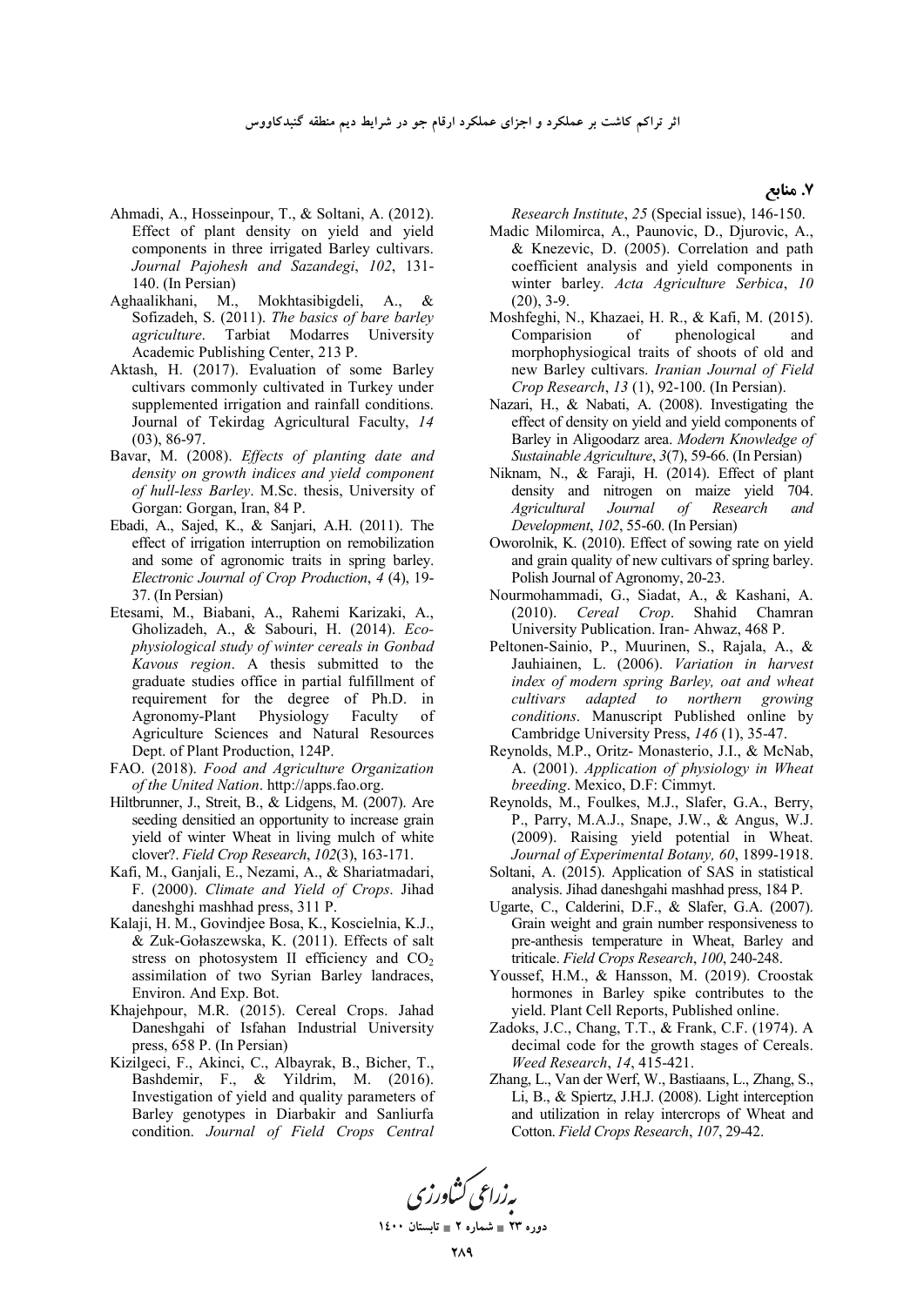## ۷. منابع

Ahmadi, A., Hosseinpour, T., & Soltani, A. (2012). Effect of plant density on yield and yield components in three irrigated Barley cultivars. *Journal Pajohesh and Sazandegi*, *102*, 131-140. (In Persian)

Aghaalikhani, M., Mokhtasibigdeli, A., & Sofizadeh, S. (2011). *The basics of bare barley agriculture*. Tarbiat Modarres University Academic Publishing Center, 213 P.

Aktash, H. (2017). Evaluation of some Barley cultivars commonly cultivated in Turkey under supplemented irrigation and rainfall conditions. Journal of Tekirdag Agricultural Faculty, *14* (03), 86-97.

Bavar, M. (2008). *Effects of planting date and density on growth indices and yield component of hull-less Barley*. M.Sc. thesis, University of Gorgan: Gorgan, Iran, 84 P.

Ebadi, A., Sajed, K., & Sanjari, A.H. (2011). The effect of irrigation interruption on remobilization and some of agronomic traits in spring barley. *Electronic Journal of Crop Production*, *4* (4), 19-37. (In Persian)

Etesami, M., Biabani, A., Rahemi Karizaki, A., Gholizadeh, A., & Sabouri, H. (2014). *Eco-physiological study of winter cereals in Gonbad Kavous region*. A thesis submitted to the graduate studies office in partial fulfillment of requirement for the degree of Ph.D. in Agronomy-Plant Physiology Faculty of Agriculture Sciences and Natural Resources Dept. of Plant Production, 124P.

FAO. (2018). *Food and Agriculture Organization of the United Nation*. http://apps.fao.org.

Hiltbrunner, J., Streit, B., & Lidgens, M. (2007). Are seeding densitied an opportunity to increase grain yield of winter Wheat in living mulch of white clover?. *Field Crop Research*, *102*(3), 163-171.

Kafi, M., Ganjali, E., Nezami, A., & Shariatmadari, F. (2000). *Climate and Yield of Crops*. Jihad daneshghi mashhad press, 311 P.

Kalaji, H. M., Govindjee Bosa, K., Koscielnia, K.J., & Zuk-Gołaszewska, K. (2011). Effects of salt stress on photosystem II efficiency and $CO_2$ assimilation of two Syrian Barley landraces, Environ. And Exp. Bot.

Khajehpour, M.R. (2015). Cereal Crops. Jahad Daneshghahi of Isfahan Industrial University press, 658 P. (In Persian)

Kizilgeci, F., Akinci, C., Albayrak, B., Bicher, T., Bashdemir, F., & Yildrim, M. (2016). Investigation of yield and quality parameters of Barley genotypes in Diarbakir and Sanliurfa condition. *Journal of Field Crops Central Research Institute*, *25* (Special issue), 146-150.

Madic Milomirca, A., Paunovic, D., Djurovic, A., & Knezevic, D. (2005). Correlation and path coefficient analysis and yield components in winter barley. *Acta Agriculture Serbica*, *10* (20), 3-9.

Moshfeghi, N., Khazaei, H. R., & Kafi, M. (2015). Comparision of phenological and morphophysiological traits of shoots of old and new Barley cultivars. *Iranian Journal of Field Crop Research*, *13* (1), 92-100. (In Persian).

Nazari, H., & Nabati, A. (2008). Investigating the effect of density on yield and yield components of Barley in Aligoodarz area. *Modern Knowledge of Sustainable Agriculture*, *3*(7), 59-66. (In Persian)

Niknam, N., & Faraji, H. (2014). Effect of plant density and nitrogen on maize yield 704. *Agricultural Journal of Research and Development*, *102*, 55-60. (In Persian)

Oworolnik, K. (2010). Effect of sowing rate on yield and grain quality of new cultivars of spring barley. Polish Journal of Agronomy, 20-23.

Nourmohammadi, G., Siadat, A., & Kashani, A. (2010). *Cereal Crop*. Shahid Chamran University Publication. Iran- Ahwaz, 468 P.

Peltonen-Sainio, P., Muurinen, S., Rajala, A., & Jauhiainen, L. (2006). *Variation in harvest index of modern spring Barley, oat and wheat cultivars adapted to northern growing conditions*. Manuscript Published online by Cambridge University Press, *146* (1), 35-47.

Reynolds, M.P., Oritz- Monasterio, J.I., & McNab, A. (2001). *Application of physiology in Wheat breeding*. Mexico, D.F: Cimmyt.

Reynolds, M., Foulkes, M.J., Slafer, G.A., Berry, P., Parry, M.A.J., Snape, J.W., & Angus, W.J. (2009). Raising yield potential in Wheat. *Journal of Experimental Botany, 60*, 1899-1918.

Soltani, A. (2015). Application of SAS in statistical analysis. Jihad daneshgahi mashhad press, 184 P.

Ugarte, C., Calderini, D.F., & Slafer, G.A. (2007). Grain weight and grain number responsiveness to pre-anthesis temperature in Wheat, Barley and triticale. *Field Crops Research*, *100*, 240-248.

Youssef, H.M., & Hansson, M. (2019). Croostak hormones in Barley spike contributes to the yield. Plant Cell Reports, Published online.

Zadoks, J.C., Chang, T.T., & Frank, C.F. (1974). A decimal code for the growth stages of Cereals. *Weed Research*, *14*, 415-421.

Zhang, L., Van der Werf, W., Bastiaans, L., Zhang, S., Li, B., & Spiertz, J.H.J. (2008). Light interception and utilization in relay intercrops of Wheat and Cotton. *Field Crops Research*, *107*, 29-42.